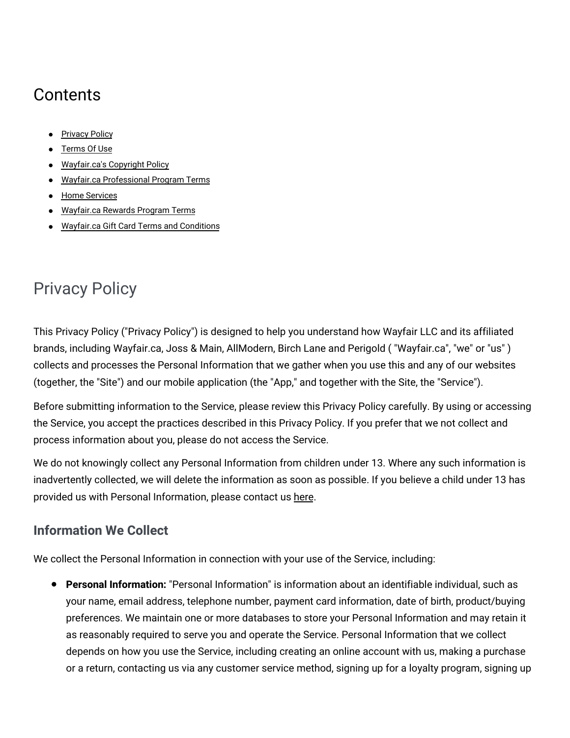# Contents

- Privacy Policy
- Terms Of Use
- Wayfair.ca's Copyright Policy
- Wayfair.ca Professional Program Terms
- Home Services
- Wayfair.ca Rewards Program Terms
- Wayfair.ca Gift Card Terms and Conditions

# Privacy Policy

This Privacy Policy ("Privacy Policy") is designed to help you understand how Wayfair LLC and its affiliated brands, including Wayfair.ca, Joss & Main, AllModern, Birch Lane and Perigold ( "Wayfair.ca", "we" or "us" ) collects and processes the Personal Information that we gather when you use this and any of our websites (together, the "Site") and our mobile application (the "App," and together with the Site, the "Service").

Before submitting information to the Service, please review this Privacy Policy carefully. By using or accessing the Service, you accept the practices described in this Privacy Policy. If you prefer that we not collect and process information about you, please do not access the Service.

We do not knowingly collect any Personal Information from children under 13. Where any such information is inadvertently collected, we will delete the information as soon as possible. If you believe a child under 13 has provided us with Personal Information, please contact us here.

## Information We Collect

We collect the Personal Information in connection with your use of the Service, including:

- **Personal Information:** "Personal Information" is information about an identifiable individual, such as your name, email address, telephone number, payment card information, date of birth, product/buying preferences. We maintain one or more databases to store your Personal Information and may retain it as reasonably required to serve you and operate the Service. Personal Information that we collect depends on how you use the Service, including creating an online account with us, making a purchase or a return, contacting us via any customer service method, signing up for a loyalty program, signing up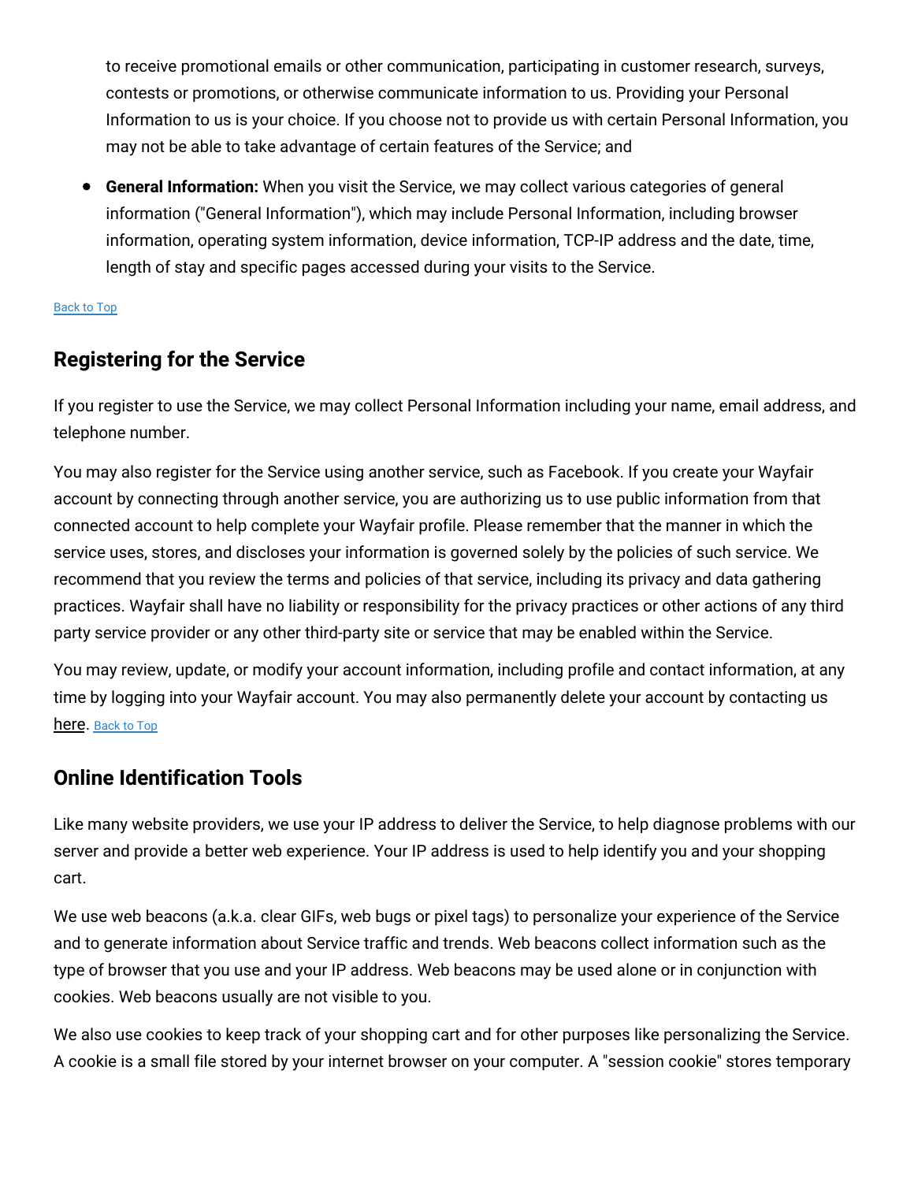to receive promotional emails or other communication, participating in customer research, surveys, contests or promotions, or otherwise communicate information to us. Providing your Personal Information to us is your choice. If you choose not to provide us with certain Personal Information, you may not be able to take advantage of certain features of the Service; and

- **General Information:** When you visit the Service, we may collect various categories of general information ("General Information"), which may include Personal Information, including browser information, operating system information, device information, TCP-IP address and the date, time, length of stay and specific pages accessed during your visits to the Service.

Back to Top

## Registering for the Service

If you register to use the Service, we may collect Personal Information including your name, email address, and telephone number.

You may also register for the Service using another service, such as Facebook. If you create your Wayfair account by connecting through another service, you are authorizing us to use public information from that connected account to help complete your Wayfair profile. Please remember that the manner in which the service uses, stores, and discloses your information is governed solely by the policies of such service. We recommend that you review the terms and policies of that service, including its privacy and data gathering practices. Wayfair shall have no liability or responsibility for the privacy practices or other actions of any third party service provider or any other third-party site or service that may be enabled within the Service.

You may review, update, or modify your account information, including profile and contact information, at any time by logging into your Wayfair account. You may also permanently delete your account by contacting us here. Back to Top

## Online Identification Tools

Like many website providers, we use your IP address to deliver the Service, to help diagnose problems with our server and provide a better web experience. Your IP address is used to help identify you and your shopping cart.

We use web beacons (a.k.a. clear GIFs, web bugs or pixel tags) to personalize your experience of the Service and to generate information about Service traffic and trends. Web beacons collect information such as the type of browser that you use and your IP address. Web beacons may be used alone or in conjunction with cookies. Web beacons usually are not visible to you.

We also use cookies to keep track of your shopping cart and for other purposes like personalizing the Service. A cookie is a small file stored by your internet browser on your computer. A "session cookie" stores temporary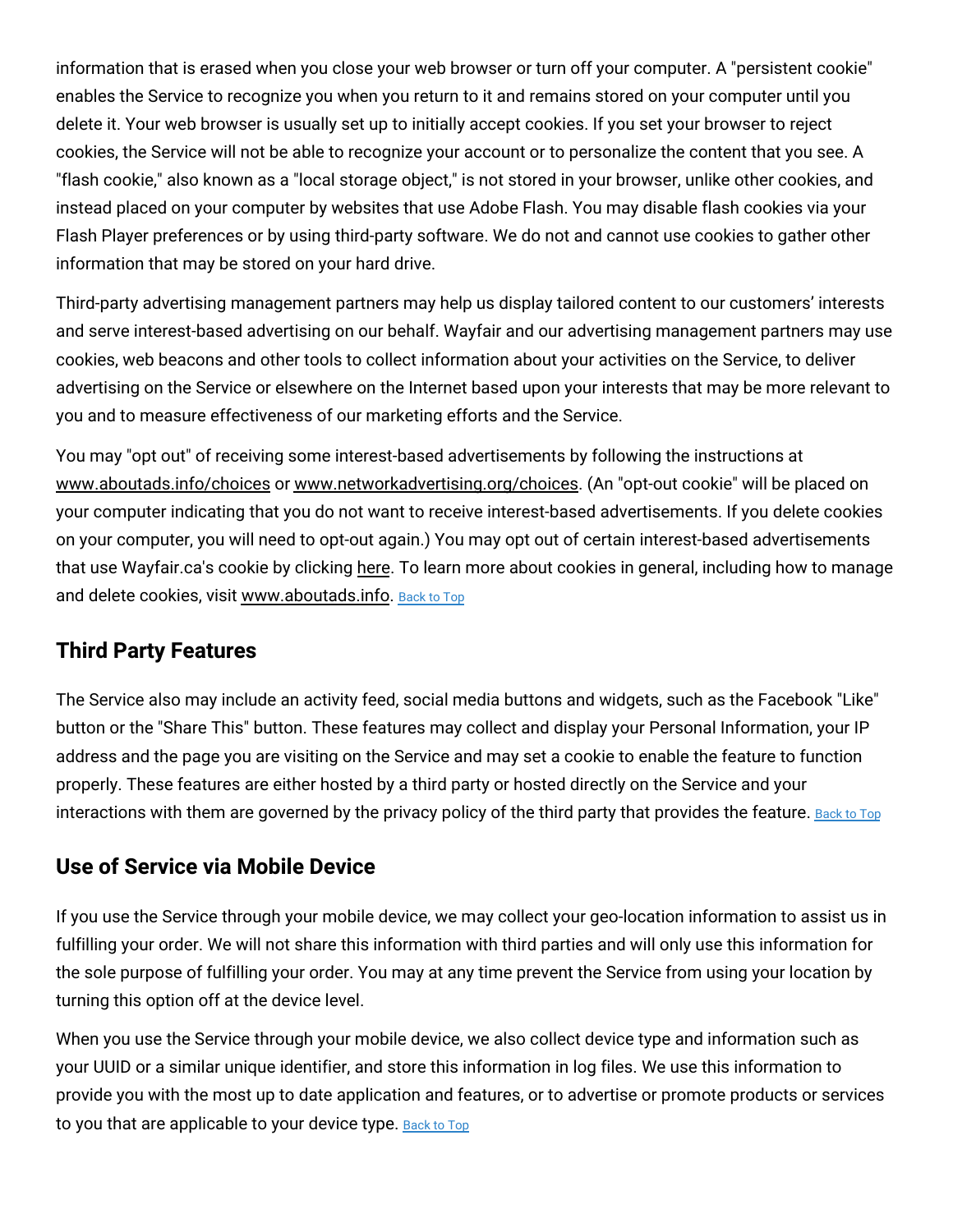information that is erased when you close your web browser or turn off your computer. A "persistent cookie" enables the Service to recognize you when you return to it and remains stored on your computer until you delete it. Your web browser is usually set up to initially accept cookies. If you set your browser to reject cookies, the Service will not be able to recognize your account or to personalize the content that you see. A "flash cookie," also known as a "local storage object," is not stored in your browser, unlike other cookies, and instead placed on your computer by websites that use Adobe Flash. You may disable flash cookies via your Flash Player preferences or by using third-party software. We do not and cannot use cookies to gather other information that may be stored on your hard drive.

Third-party advertising management partners may help us display tailored content to our customers' interests and serve interest-based advertising on our behalf. Wayfair and our advertising management partners may use cookies, web beacons and other tools to collect information about your activities on the Service, to deliver advertising on the Service or elsewhere on the Internet based upon your interests that may be more relevant to you and to measure effectiveness of our marketing efforts and the Service.

You may "opt out" of receiving some interest-based advertisements by following the instructions at www.aboutads.info/choices or www.networkadvertising.org/choices. (An "opt-out cookie" will be placed on your computer indicating that you do not want to receive interest-based advertisements. If you delete cookies on your computer, you will need to opt-out again.) You may opt out of certain interest-based advertisements that use Wayfair.ca's cookie by clicking here. To learn more about cookies in general, including how to manage and delete cookies, visit www.aboutads.info. Back to Top

## Third Party Features

The Service also may include an activity feed, social media buttons and widgets, such as the Facebook "Like" button or the "Share This" button. These features may collect and display your Personal Information, your IP address and the page you are visiting on the Service and may set a cookie to enable the feature to function properly. These features are either hosted by a third party or hosted directly on the Service and your interactions with them are governed by the privacy policy of the third party that provides the feature. Back to Top

## Use of Service via Mobile Device

If you use the Service through your mobile device, we may collect your geo-location information to assist us in fulfilling your order. We will not share this information with third parties and will only use this information for the sole purpose of fulfilling your order. You may at any time prevent the Service from using your location by turning this option off at the device level.

When you use the Service through your mobile device, we also collect device type and information such as your UUID or a similar unique identifier, and store this information in log files. We use this information to provide you with the most up to date application and features, or to advertise or promote products or services to you that are applicable to your device type. Back to Top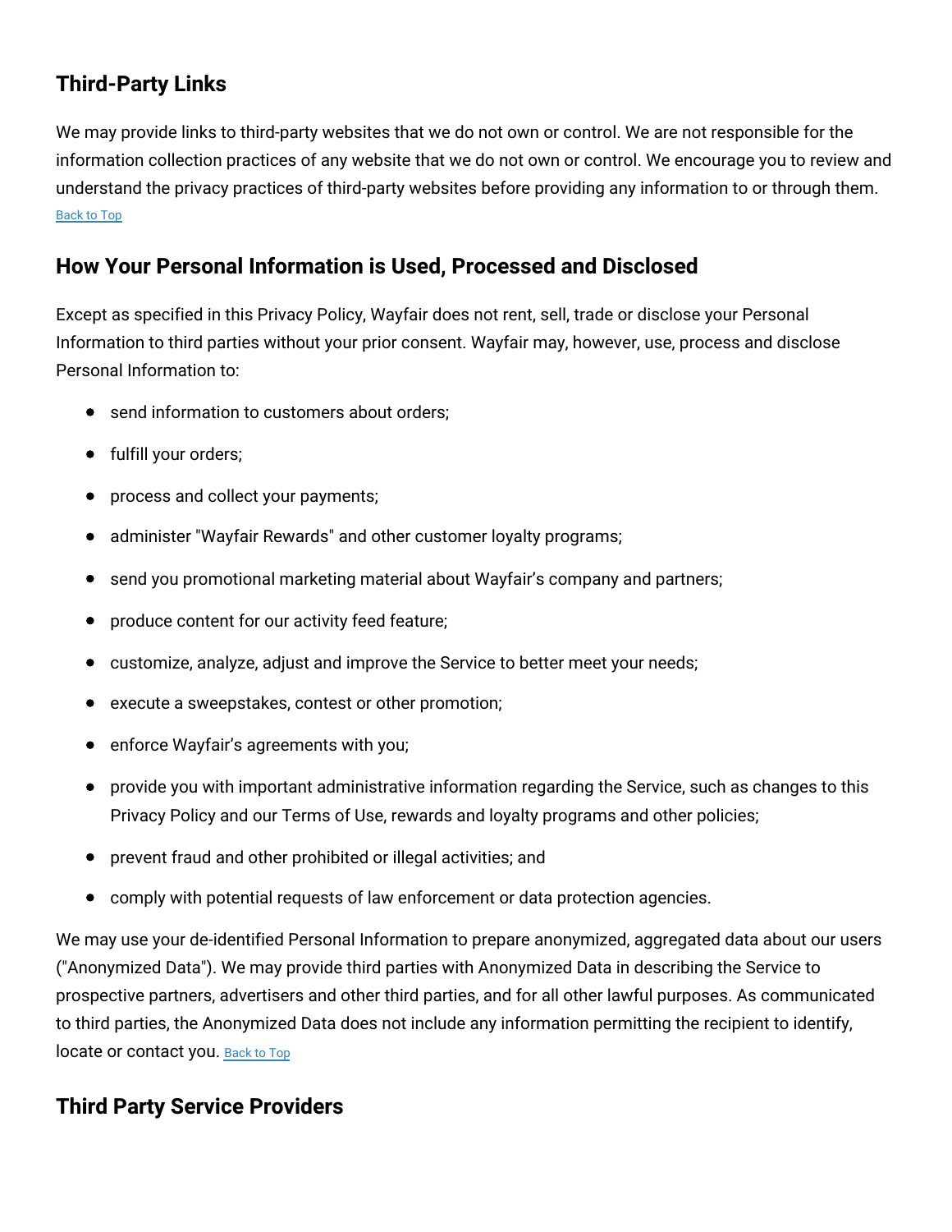## Third-Party Links

We may provide links to third-party websites that we do not own or control. We are not responsible for the information collection practices of any website that we do not own or control. We encourage you to review and understand the privacy practices of third-party websites before providing any information to or through them.
Back to Top

## How Your Personal Information is Used, Processed and Disclosed

Except as specified in this Privacy Policy, Wayfair does not rent, sell, trade or disclose your Personal Information to third parties without your prior consent. Wayfair may, however, use, process and disclose Personal Information to:

- send information to customers about orders;
- fulfill your orders;
- process and collect your payments;
- administer "Wayfair Rewards" and other customer loyalty programs;
- send you promotional marketing material about Wayfair's company and partners;
- produce content for our activity feed feature;
- customize, analyze, adjust and improve the Service to better meet your needs;
- execute a sweepstakes, contest or other promotion;
- enforce Wayfair's agreements with you;
- provide you with important administrative information regarding the Service, such as changes to this Privacy Policy and our Terms of Use, rewards and loyalty programs and other policies;
- prevent fraud and other prohibited or illegal activities; and
- comply with potential requests of law enforcement or data protection agencies.

We may use your de-identified Personal Information to prepare anonymized, aggregated data about our users ("Anonymized Data"). We may provide third parties with Anonymized Data in describing the Service to prospective partners, advertisers and other third parties, and for all other lawful purposes. As communicated to third parties, the Anonymized Data does not include any information permitting the recipient to identify, locate or contact you. Back to Top

## Third Party Service Providers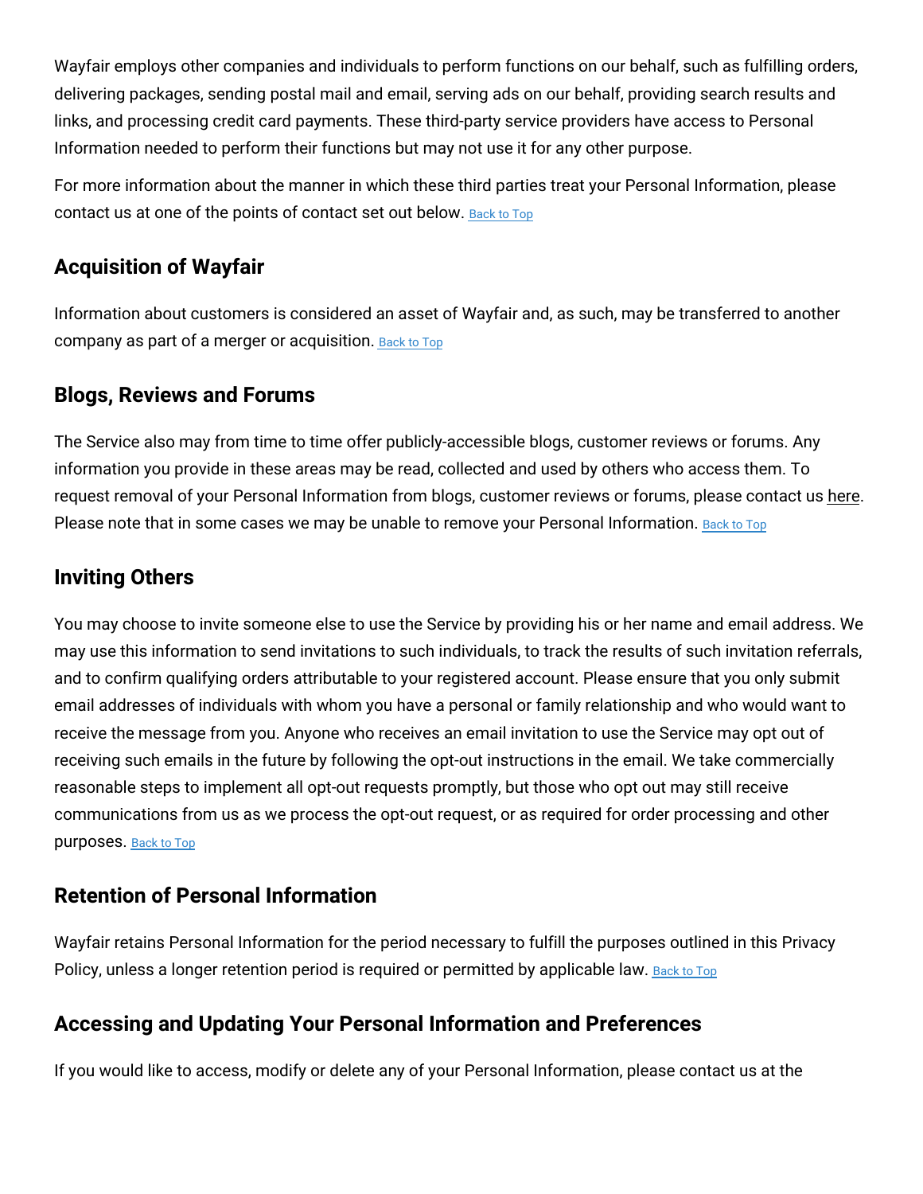Wayfair employs other companies and individuals to perform functions on our behalf, such as fulfilling orders, delivering packages, sending postal mail and email, serving ads on our behalf, providing search results and links, and processing credit card payments. These third-party service providers have access to Personal Information needed to perform their functions but may not use it for any other purpose.

For more information about the manner in which these third parties treat your Personal Information, please contact us at one of the points of contact set out below. Back to Top

## Acquisition of Wayfair

Information about customers is considered an asset of Wayfair and, as such, may be transferred to another company as part of a merger or acquisition. Back to Top

## Blogs, Reviews and Forums

The Service also may from time to time offer publicly-accessible blogs, customer reviews or forums. Any information you provide in these areas may be read, collected and used by others who access them. To request removal of your Personal Information from blogs, customer reviews or forums, please contact us here. Please note that in some cases we may be unable to remove your Personal Information. Back to Top

## Inviting Others

You may choose to invite someone else to use the Service by providing his or her name and email address. We may use this information to send invitations to such individuals, to track the results of such invitation referrals, and to confirm qualifying orders attributable to your registered account. Please ensure that you only submit email addresses of individuals with whom you have a personal or family relationship and who would want to receive the message from you. Anyone who receives an email invitation to use the Service may opt out of receiving such emails in the future by following the opt-out instructions in the email. We take commercially reasonable steps to implement all opt-out requests promptly, but those who opt out may still receive communications from us as we process the opt-out request, or as required for order processing and other purposes. Back to Top

## Retention of Personal Information

Wayfair retains Personal Information for the period necessary to fulfill the purposes outlined in this Privacy Policy, unless a longer retention period is required or permitted by applicable law. Back to Top

## Accessing and Updating Your Personal Information and Preferences

If you would like to access, modify or delete any of your Personal Information, please contact us at the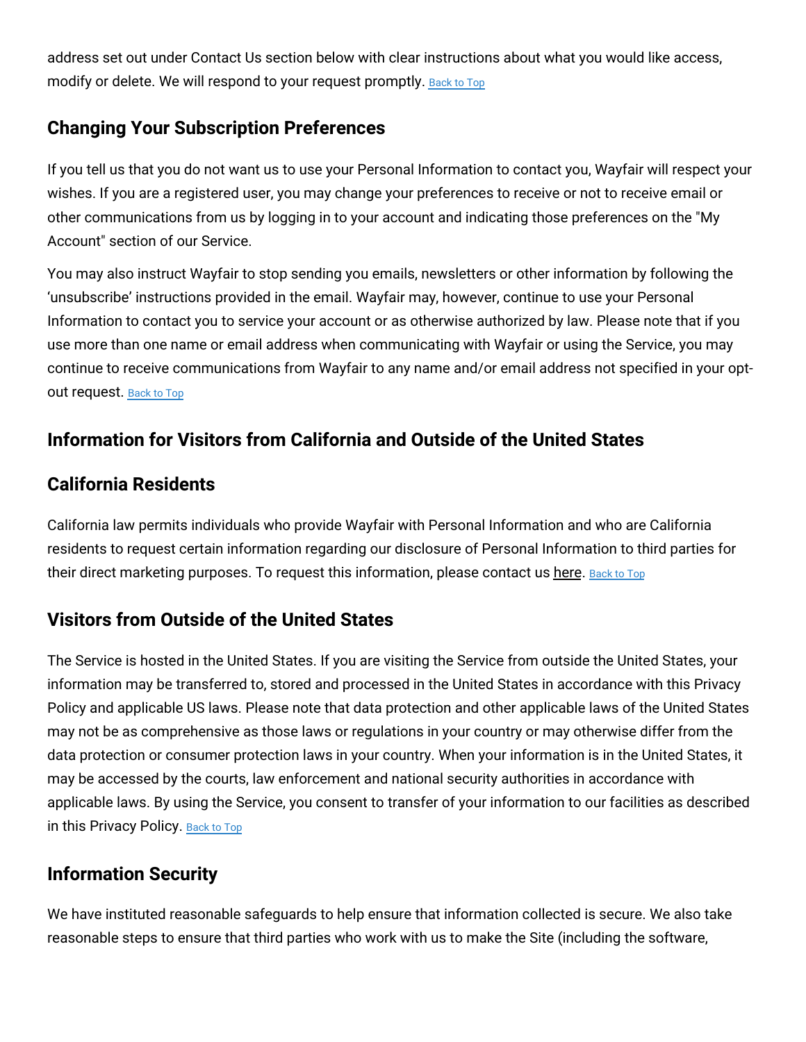address set out under Contact Us section below with clear instructions about what you would like access, modify or delete. We will respond to your request promptly. Back to Top

## Changing Your Subscription Preferences

If you tell us that you do not want us to use your Personal Information to contact you, Wayfair will respect your wishes. If you are a registered user, you may change your preferences to receive or not to receive email or other communications from us by logging in to your account and indicating those preferences on the "My Account" section of our Service.

You may also instruct Wayfair to stop sending you emails, newsletters or other information by following the 'unsubscribe' instructions provided in the email. Wayfair may, however, continue to use your Personal Information to contact you to service your account or as otherwise authorized by law. Please note that if you use more than one name or email address when communicating with Wayfair or using the Service, you may continue to receive communications from Wayfair to any name and/or email address not specified in your opt-out request. Back to Top

## Information for Visitors from California and Outside of the United States

## California Residents

California law permits individuals who provide Wayfair with Personal Information and who are California residents to request certain information regarding our disclosure of Personal Information to third parties for their direct marketing purposes. To request this information, please contact us here. Back to Top

## Visitors from Outside of the United States

The Service is hosted in the United States. If you are visiting the Service from outside the United States, your information may be transferred to, stored and processed in the United States in accordance with this Privacy Policy and applicable US laws. Please note that data protection and other applicable laws of the United States may not be as comprehensive as those laws or regulations in your country or may otherwise differ from the data protection or consumer protection laws in your country. When your information is in the United States, it may be accessed by the courts, law enforcement and national security authorities in accordance with applicable laws. By using the Service, you consent to transfer of your information to our facilities as described in this Privacy Policy. Back to Top

## Information Security

We have instituted reasonable safeguards to help ensure that information collected is secure. We also take reasonable steps to ensure that third parties who work with us to make the Site (including the software,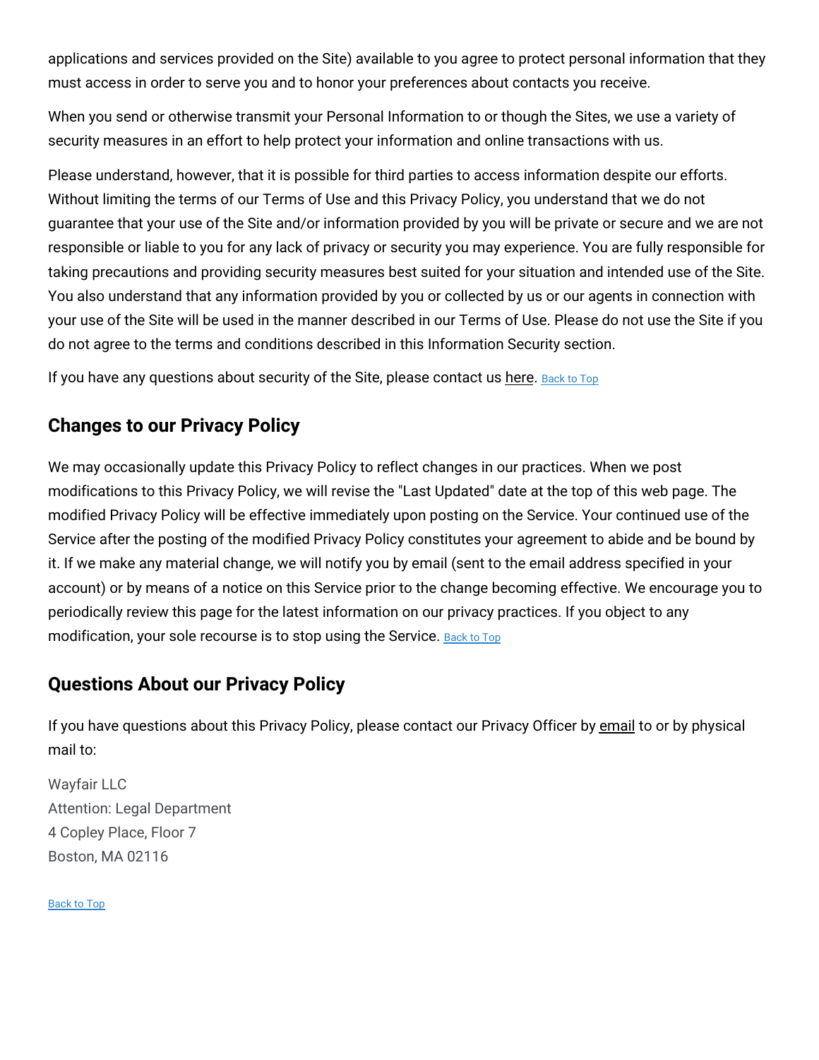applications and services provided on the Site) available to you agree to protect personal information that they must access in order to serve you and to honor your preferences about contacts you receive.

When you send or otherwise transmit your Personal Information to or though the Sites, we use a variety of security measures in an effort to help protect your information and online transactions with us.

Please understand, however, that it is possible for third parties to access information despite our efforts. Without limiting the terms of our Terms of Use and this Privacy Policy, you understand that we do not guarantee that your use of the Site and/or information provided by you will be private or secure and we are not responsible or liable to you for any lack of privacy or security you may experience. You are fully responsible for taking precautions and providing security measures best suited for your situation and intended use of the Site. You also understand that any information provided by you or collected by us or our agents in connection with your use of the Site will be used in the manner described in our Terms of Use. Please do not use the Site if you do not agree to the terms and conditions described in this Information Security section.

If you have any questions about security of the Site, please contact us here. Back to Top

## Changes to our Privacy Policy

We may occasionally update this Privacy Policy to reflect changes in our practices. When we post modifications to this Privacy Policy, we will revise the "Last Updated" date at the top of this web page. The modified Privacy Policy will be effective immediately upon posting on the Service. Your continued use of the Service after the posting of the modified Privacy Policy constitutes your agreement to abide and be bound by it. If we make any material change, we will notify you by email (sent to the email address specified in your account) or by means of a notice on this Service prior to the change becoming effective. We encourage you to periodically review this page for the latest information on our privacy practices. If you object to any modification, your sole recourse is to stop using the Service. Back to Top

## Questions About our Privacy Policy

If you have questions about this Privacy Policy, please contact our Privacy Officer by email to or by physical mail to:

Wayfair LLC
Attention: Legal Department
4 Copley Place, Floor 7
Boston, MA 02116

Back to Top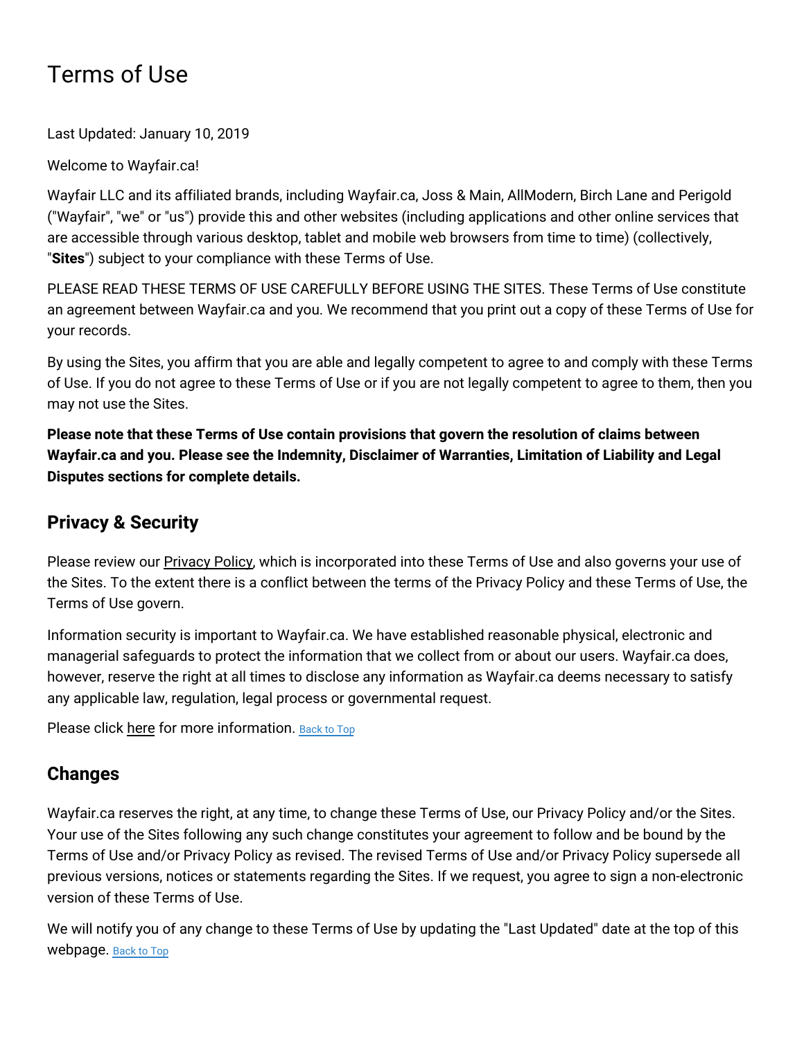# Terms of Use

Last Updated: January 10, 2019

Welcome to Wayfair.ca!

Wayfair LLC and its affiliated brands, including Wayfair.ca, Joss & Main, AllModern, Birch Lane and Perigold ("Wayfair", "we" or "us") provide this and other websites (including applications and other online services that are accessible through various desktop, tablet and mobile web browsers from time to time) (collectively, "**Sites**") subject to your compliance with these Terms of Use.

PLEASE READ THESE TERMS OF USE CAREFULLY BEFORE USING THE SITES. These Terms of Use constitute an agreement between Wayfair.ca and you. We recommend that you print out a copy of these Terms of Use for your records.

By using the Sites, you affirm that you are able and legally competent to agree to and comply with these Terms of Use. If you do not agree to these Terms of Use or if you are not legally competent to agree to them, then you may not use the Sites.

**Please note that these Terms of Use contain provisions that govern the resolution of claims between Wayfair.ca and you. Please see the Indemnity, Disclaimer of Warranties, Limitation of Liability and Legal Disputes sections for complete details.**

## Privacy & Security

Please review our Privacy Policy, which is incorporated into these Terms of Use and also governs your use of the Sites. To the extent there is a conflict between the terms of the Privacy Policy and these Terms of Use, the Terms of Use govern.

Information security is important to Wayfair.ca. We have established reasonable physical, electronic and managerial safeguards to protect the information that we collect from or about our users. Wayfair.ca does, however, reserve the right at all times to disclose any information as Wayfair.ca deems necessary to satisfy any applicable law, regulation, legal process or governmental request.

Please click here for more information. Back to Top

## Changes

Wayfair.ca reserves the right, at any time, to change these Terms of Use, our Privacy Policy and/or the Sites. Your use of the Sites following any such change constitutes your agreement to follow and be bound by the Terms of Use and/or Privacy Policy as revised. The revised Terms of Use and/or Privacy Policy supersede all previous versions, notices or statements regarding the Sites. If we request, you agree to sign a non-electronic version of these Terms of Use.

We will notify you of any change to these Terms of Use by updating the "Last Updated" date at the top of this webpage. Back to Top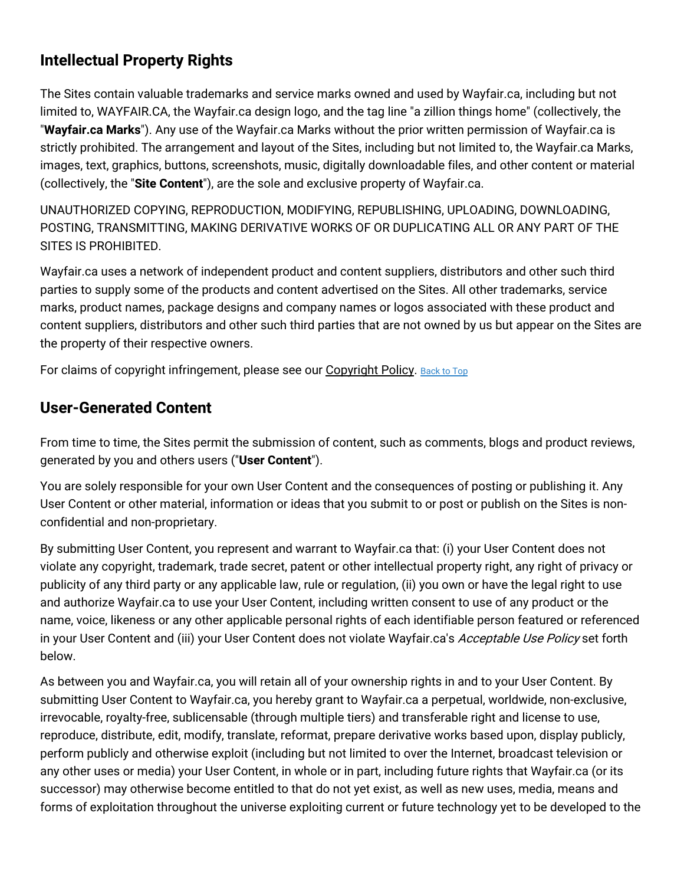## Intellectual Property Rights

The Sites contain valuable trademarks and service marks owned and used by Wayfair.ca, including but not limited to, WAYFAIR.CA, the Wayfair.ca design logo, and the tag line "a zillion things home" (collectively, the "**Wayfair.ca Marks**"). Any use of the Wayfair.ca Marks without the prior written permission of Wayfair.ca is strictly prohibited. The arrangement and layout of the Sites, including but not limited to, the Wayfair.ca Marks, images, text, graphics, buttons, screenshots, music, digitally downloadable files, and other content or material (collectively, the "**Site Content**"), are the sole and exclusive property of Wayfair.ca.

UNAUTHORIZED COPYING, REPRODUCTION, MODIFYING, REPUBLISHING, UPLOADING, DOWNLOADING, POSTING, TRANSMITTING, MAKING DERIVATIVE WORKS OF OR DUPLICATING ALL OR ANY PART OF THE SITES IS PROHIBITED.

Wayfair.ca uses a network of independent product and content suppliers, distributors and other such third parties to supply some of the products and content advertised on the Sites. All other trademarks, service marks, product names, package designs and company names or logos associated with these product and content suppliers, distributors and other such third parties that are not owned by us but appear on the Sites are the property of their respective owners.

For claims of copyright infringement, please see our Copyright Policy. Back to Top

## User-Generated Content

From time to time, the Sites permit the submission of content, such as comments, blogs and product reviews, generated by you and others users ("**User Content**").

You are solely responsible for your own User Content and the consequences of posting or publishing it. Any User Content or other material, information or ideas that you submit to or post or publish on the Sites is non-confidential and non-proprietary.

By submitting User Content, you represent and warrant to Wayfair.ca that: (i) your User Content does not violate any copyright, trademark, trade secret, patent or other intellectual property right, any right of privacy or publicity of any third party or any applicable law, rule or regulation, (ii) you own or have the legal right to use and authorize Wayfair.ca to use your User Content, including written consent to use of any product or the name, voice, likeness or any other applicable personal rights of each identifiable person featured or referenced in your User Content and (iii) your User Content does not violate Wayfair.ca's *Acceptable Use Policy* set forth below.

As between you and Wayfair.ca, you will retain all of your ownership rights in and to your User Content. By submitting User Content to Wayfair.ca, you hereby grant to Wayfair.ca a perpetual, worldwide, non-exclusive, irrevocable, royalty-free, sublicensable (through multiple tiers) and transferable right and license to use, reproduce, distribute, edit, modify, translate, reformat, prepare derivative works based upon, display publicly, perform publicly and otherwise exploit (including but not limited to over the Internet, broadcast television or any other uses or media) your User Content, in whole or in part, including future rights that Wayfair.ca (or its successor) may otherwise become entitled to that do not yet exist, as well as new uses, media, means and forms of exploitation throughout the universe exploiting current or future technology yet to be developed to the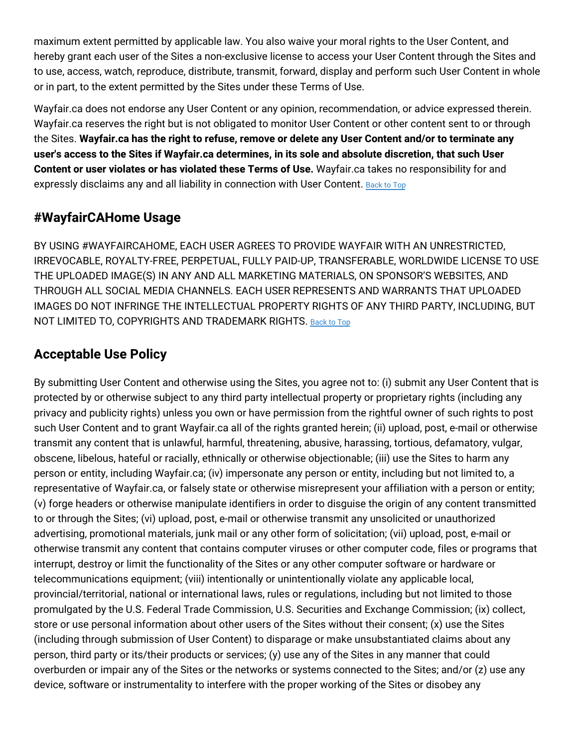maximum extent permitted by applicable law. You also waive your moral rights to the User Content, and hereby grant each user of the Sites a non-exclusive license to access your User Content through the Sites and to use, access, watch, reproduce, distribute, transmit, forward, display and perform such User Content in whole or in part, to the extent permitted by the Sites under these Terms of Use.

Wayfair.ca does not endorse any User Content or any opinion, recommendation, or advice expressed therein. Wayfair.ca reserves the right but is not obligated to monitor User Content or other content sent to or through the Sites. **Wayfair.ca has the right to refuse, remove or delete any User Content and/or to terminate any user's access to the Sites if Wayfair.ca determines, in its sole and absolute discretion, that such User Content or user violates or has violated these Terms of Use.** Wayfair.ca takes no responsibility for and expressly disclaims any and all liability in connection with User Content. Back to Top

## #WayfairCAHome Usage

BY USING #WAYFAIRCAHOME, EACH USER AGREES TO PROVIDE WAYFAIR WITH AN UNRESTRICTED, IRREVOCABLE, ROYALTY-FREE, PERPETUAL, FULLY PAID-UP, TRANSFERABLE, WORLDWIDE LICENSE TO USE THE UPLOADED IMAGE(S) IN ANY AND ALL MARKETING MATERIALS, ON SPONSOR'S WEBSITES, AND THROUGH ALL SOCIAL MEDIA CHANNELS. EACH USER REPRESENTS AND WARRANTS THAT UPLOADED IMAGES DO NOT INFRINGE THE INTELLECTUAL PROPERTY RIGHTS OF ANY THIRD PARTY, INCLUDING, BUT NOT LIMITED TO, COPYRIGHTS AND TRADEMARK RIGHTS. Back to Top

## Acceptable Use Policy

By submitting User Content and otherwise using the Sites, you agree not to: (i) submit any User Content that is protected by or otherwise subject to any third party intellectual property or proprietary rights (including any privacy and publicity rights) unless you own or have permission from the rightful owner of such rights to post such User Content and to grant Wayfair.ca all of the rights granted herein; (ii) upload, post, e-mail or otherwise transmit any content that is unlawful, harmful, threatening, abusive, harassing, tortious, defamatory, vulgar, obscene, libelous, hateful or racially, ethnically or otherwise objectionable; (iii) use the Sites to harm any person or entity, including Wayfair.ca; (iv) impersonate any person or entity, including but not limited to, a representative of Wayfair.ca, or falsely state or otherwise misrepresent your affiliation with a person or entity; (v) forge headers or otherwise manipulate identifiers in order to disguise the origin of any content transmitted to or through the Sites; (vi) upload, post, e-mail or otherwise transmit any unsolicited or unauthorized advertising, promotional materials, junk mail or any other form of solicitation; (vii) upload, post, e-mail or otherwise transmit any content that contains computer viruses or other computer code, files or programs that interrupt, destroy or limit the functionality of the Sites or any other computer software or hardware or telecommunications equipment; (viii) intentionally or unintentionally violate any applicable local, provincial/territorial, national or international laws, rules or regulations, including but not limited to those promulgated by the U.S. Federal Trade Commission, U.S. Securities and Exchange Commission; (ix) collect, store or use personal information about other users of the Sites without their consent; (x) use the Sites (including through submission of User Content) to disparage or make unsubstantiated claims about any person, third party or its/their products or services; (y) use any of the Sites in any manner that could overburden or impair any of the Sites or the networks or systems connected to the Sites; and/or (z) use any device, software or instrumentality to interfere with the proper working of the Sites or disobey any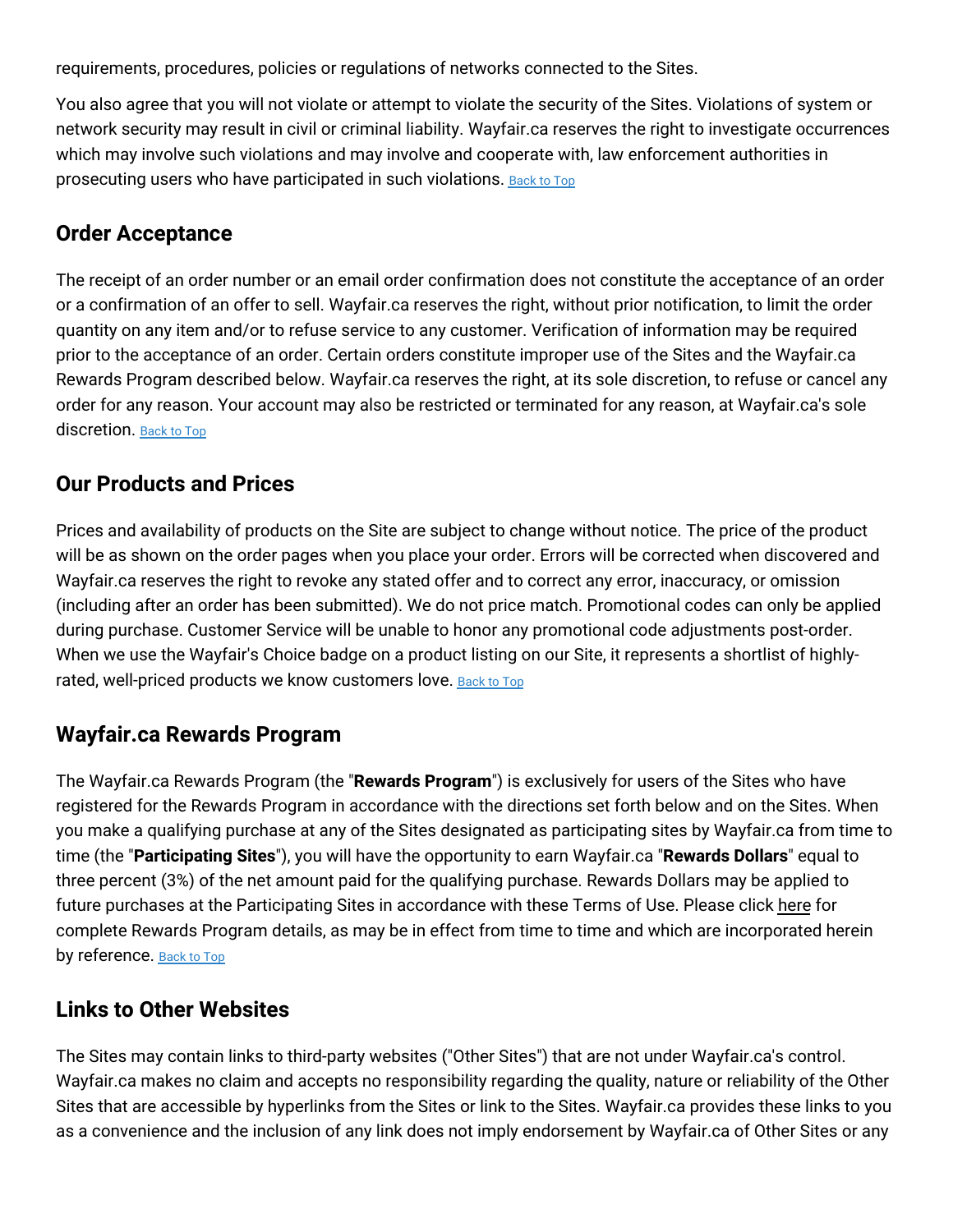requirements, procedures, policies or regulations of networks connected to the Sites.

You also agree that you will not violate or attempt to violate the security of the Sites. Violations of system or network security may result in civil or criminal liability. Wayfair.ca reserves the right to investigate occurrences which may involve such violations and may involve and cooperate with, law enforcement authorities in prosecuting users who have participated in such violations. Back to Top

## Order Acceptance

The receipt of an order number or an email order confirmation does not constitute the acceptance of an order or a confirmation of an offer to sell. Wayfair.ca reserves the right, without prior notification, to limit the order quantity on any item and/or to refuse service to any customer. Verification of information may be required prior to the acceptance of an order. Certain orders constitute improper use of the Sites and the Wayfair.ca Rewards Program described below. Wayfair.ca reserves the right, at its sole discretion, to refuse or cancel any order for any reason. Your account may also be restricted or terminated for any reason, at Wayfair.ca's sole discretion. Back to Top

## Our Products and Prices

Prices and availability of products on the Site are subject to change without notice. The price of the product will be as shown on the order pages when you place your order. Errors will be corrected when discovered and Wayfair.ca reserves the right to revoke any stated offer and to correct any error, inaccuracy, or omission (including after an order has been submitted). We do not price match. Promotional codes can only be applied during purchase. Customer Service will be unable to honor any promotional code adjustments post-order. When we use the Wayfair's Choice badge on a product listing on our Site, it represents a shortlist of highly-rated, well-priced products we know customers love. Back to Top

## Wayfair.ca Rewards Program

The Wayfair.ca Rewards Program (the "**Rewards Program**") is exclusively for users of the Sites who have registered for the Rewards Program in accordance with the directions set forth below and on the Sites. When you make a qualifying purchase at any of the Sites designated as participating sites by Wayfair.ca from time to time (the "**Participating Sites**"), you will have the opportunity to earn Wayfair.ca "**Rewards Dollars**" equal to three percent (3%) of the net amount paid for the qualifying purchase. Rewards Dollars may be applied to future purchases at the Participating Sites in accordance with these Terms of Use. Please click here for complete Rewards Program details, as may be in effect from time to time and which are incorporated herein by reference. Back to Top

## Links to Other Websites

The Sites may contain links to third-party websites ("Other Sites") that are not under Wayfair.ca's control. Wayfair.ca makes no claim and accepts no responsibility regarding the quality, nature or reliability of the Other Sites that are accessible by hyperlinks from the Sites or link to the Sites. Wayfair.ca provides these links to you as a convenience and the inclusion of any link does not imply endorsement by Wayfair.ca of Other Sites or any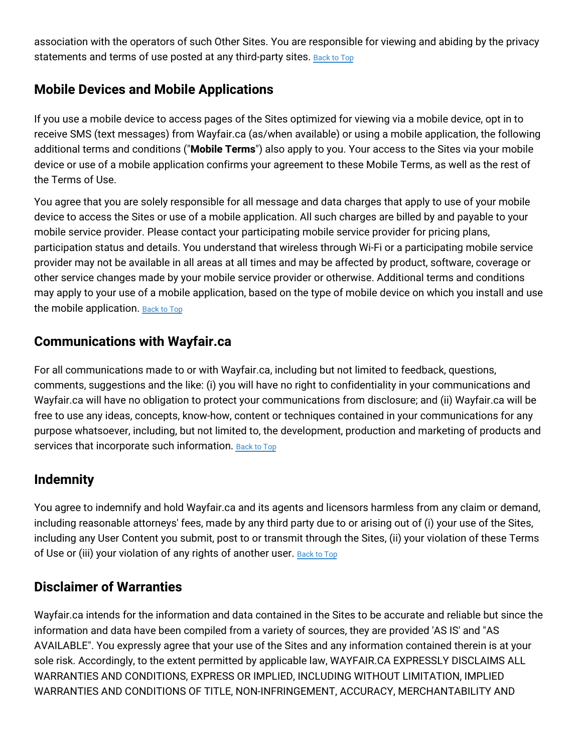association with the operators of such Other Sites. You are responsible for viewing and abiding by the privacy statements and terms of use posted at any third-party sites. Back to Top

## Mobile Devices and Mobile Applications

If you use a mobile device to access pages of the Sites optimized for viewing via a mobile device, opt in to receive SMS (text messages) from Wayfair.ca (as/when available) or using a mobile application, the following additional terms and conditions ("**Mobile Terms**") also apply to you. Your access to the Sites via your mobile device or use of a mobile application confirms your agreement to these Mobile Terms, as well as the rest of the Terms of Use.

You agree that you are solely responsible for all message and data charges that apply to use of your mobile device to access the Sites or use of a mobile application. All such charges are billed by and payable to your mobile service provider. Please contact your participating mobile service provider for pricing plans, participation status and details. You understand that wireless through Wi-Fi or a participating mobile service provider may not be available in all areas at all times and may be affected by product, software, coverage or other service changes made by your mobile service provider or otherwise. Additional terms and conditions may apply to your use of a mobile application, based on the type of mobile device on which you install and use the mobile application. Back to Top

## Communications with Wayfair.ca

For all communications made to or with Wayfair.ca, including but not limited to feedback, questions, comments, suggestions and the like: (i) you will have no right to confidentiality in your communications and Wayfair.ca will have no obligation to protect your communications from disclosure; and (ii) Wayfair.ca will be free to use any ideas, concepts, know-how, content or techniques contained in your communications for any purpose whatsoever, including, but not limited to, the development, production and marketing of products and services that incorporate such information. Back to Top

## Indemnity

You agree to indemnify and hold Wayfair.ca and its agents and licensors harmless from any claim or demand, including reasonable attorneys' fees, made by any third party due to or arising out of (i) your use of the Sites, including any User Content you submit, post to or transmit through the Sites, (ii) your violation of these Terms of Use or (iii) your violation of any rights of another user. Back to Top

## Disclaimer of Warranties

Wayfair.ca intends for the information and data contained in the Sites to be accurate and reliable but since the information and data have been compiled from a variety of sources, they are provided 'AS IS' and "AS AVAILABLE". You expressly agree that your use of the Sites and any information contained therein is at your sole risk. Accordingly, to the extent permitted by applicable law, WAYFAIR.CA EXPRESSLY DISCLAIMS ALL WARRANTIES AND CONDITIONS, EXPRESS OR IMPLIED, INCLUDING WITHOUT LIMITATION, IMPLIED WARRANTIES AND CONDITIONS OF TITLE, NON-INFRINGEMENT, ACCURACY, MERCHANTABILITY AND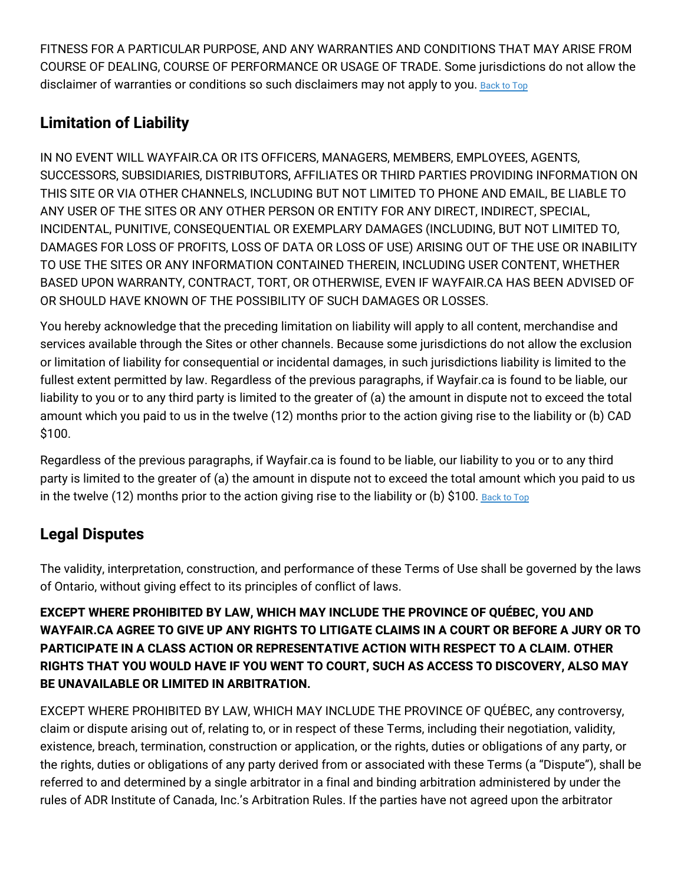FITNESS FOR A PARTICULAR PURPOSE, AND ANY WARRANTIES AND CONDITIONS THAT MAY ARISE FROM COURSE OF DEALING, COURSE OF PERFORMANCE OR USAGE OF TRADE. Some jurisdictions do not allow the disclaimer of warranties or conditions so such disclaimers may not apply to you. Back to Top

## Limitation of Liability

IN NO EVENT WILL WAYFAIR.CA OR ITS OFFICERS, MANAGERS, MEMBERS, EMPLOYEES, AGENTS, SUCCESSORS, SUBSIDIARIES, DISTRIBUTORS, AFFILIATES OR THIRD PARTIES PROVIDING INFORMATION ON THIS SITE OR VIA OTHER CHANNELS, INCLUDING BUT NOT LIMITED TO PHONE AND EMAIL, BE LIABLE TO ANY USER OF THE SITES OR ANY OTHER PERSON OR ENTITY FOR ANY DIRECT, INDIRECT, SPECIAL, INCIDENTAL, PUNITIVE, CONSEQUENTIAL OR EXEMPLARY DAMAGES (INCLUDING, BUT NOT LIMITED TO, DAMAGES FOR LOSS OF PROFITS, LOSS OF DATA OR LOSS OF USE) ARISING OUT OF THE USE OR INABILITY TO USE THE SITES OR ANY INFORMATION CONTAINED THEREIN, INCLUDING USER CONTENT, WHETHER BASED UPON WARRANTY, CONTRACT, TORT, OR OTHERWISE, EVEN IF WAYFAIR.CA HAS BEEN ADVISED OF OR SHOULD HAVE KNOWN OF THE POSSIBILITY OF SUCH DAMAGES OR LOSSES.

You hereby acknowledge that the preceding limitation on liability will apply to all content, merchandise and services available through the Sites or other channels. Because some jurisdictions do not allow the exclusion or limitation of liability for consequential or incidental damages, in such jurisdictions liability is limited to the fullest extent permitted by law. Regardless of the previous paragraphs, if Wayfair.ca is found to be liable, our liability to you or to any third party is limited to the greater of (a) the amount in dispute not to exceed the total amount which you paid to us in the twelve (12) months prior to the action giving rise to the liability or (b) CAD $100.

Regardless of the previous paragraphs, if Wayfair.ca is found to be liable, our liability to you or to any third party is limited to the greater of (a) the amount in dispute not to exceed the total amount which you paid to us in the twelve (12) months prior to the action giving rise to the liability or (b) $100. Back to Top

## Legal Disputes

The validity, interpretation, construction, and performance of these Terms of Use shall be governed by the laws of Ontario, without giving effect to its principles of conflict of laws.

**EXCEPT WHERE PROHIBITED BY LAW, WHICH MAY INCLUDE THE PROVINCE OF QUÉBEC, YOU AND WAYFAIR.CA AGREE TO GIVE UP ANY RIGHTS TO LITIGATE CLAIMS IN A COURT OR BEFORE A JURY OR TO PARTICIPATE IN A CLASS ACTION OR REPRESENTATIVE ACTION WITH RESPECT TO A CLAIM. OTHER RIGHTS THAT YOU WOULD HAVE IF YOU WENT TO COURT, SUCH AS ACCESS TO DISCOVERY, ALSO MAY BE UNAVAILABLE OR LIMITED IN ARBITRATION.**

EXCEPT WHERE PROHIBITED BY LAW, WHICH MAY INCLUDE THE PROVINCE OF QUÉBEC, any controversy, claim or dispute arising out of, relating to, or in respect of these Terms, including their negotiation, validity, existence, breach, termination, construction or application, or the rights, duties or obligations of any party, or the rights, duties or obligations of any party derived from or associated with these Terms (a "Dispute"), shall be referred to and determined by a single arbitrator in a final and binding arbitration administered by under the rules of ADR Institute of Canada, Inc.'s Arbitration Rules. If the parties have not agreed upon the arbitrator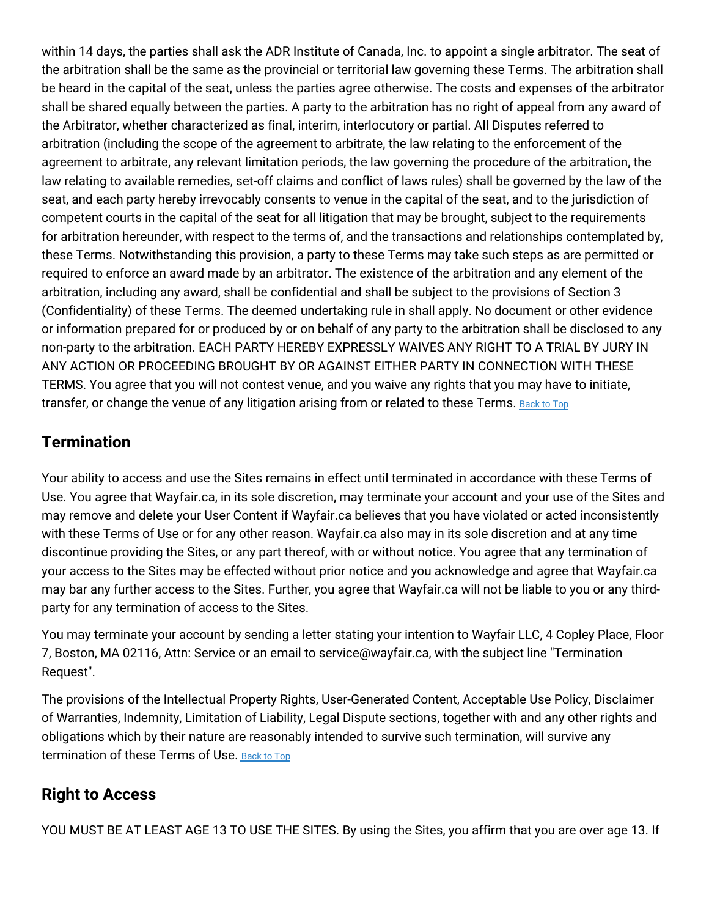within 14 days, the parties shall ask the ADR Institute of Canada, Inc. to appoint a single arbitrator. The seat of the arbitration shall be the same as the provincial or territorial law governing these Terms. The arbitration shall be heard in the capital of the seat, unless the parties agree otherwise. The costs and expenses of the arbitrator shall be shared equally between the parties. A party to the arbitration has no right of appeal from any award of the Arbitrator, whether characterized as final, interim, interlocutory or partial. All Disputes referred to arbitration (including the scope of the agreement to arbitrate, the law relating to the enforcement of the agreement to arbitrate, any relevant limitation periods, the law governing the procedure of the arbitration, the law relating to available remedies, set-off claims and conflict of laws rules) shall be governed by the law of the seat, and each party hereby irrevocably consents to venue in the capital of the seat, and to the jurisdiction of competent courts in the capital of the seat for all litigation that may be brought, subject to the requirements for arbitration hereunder, with respect to the terms of, and the transactions and relationships contemplated by, these Terms. Notwithstanding this provision, a party to these Terms may take such steps as are permitted or required to enforce an award made by an arbitrator. The existence of the arbitration and any element of the arbitration, including any award, shall be confidential and shall be subject to the provisions of Section 3 (Confidentiality) of these Terms. The deemed undertaking rule in shall apply. No document or other evidence or information prepared for or produced by or on behalf of any party to the arbitration shall be disclosed to any non-party to the arbitration. EACH PARTY HEREBY EXPRESSLY WAIVES ANY RIGHT TO A TRIAL BY JURY IN ANY ACTION OR PROCEEDING BROUGHT BY OR AGAINST EITHER PARTY IN CONNECTION WITH THESE TERMS. You agree that you will not contest venue, and you waive any rights that you may have to initiate, transfer, or change the venue of any litigation arising from or related to these Terms. Back to Top

## Termination

Your ability to access and use the Sites remains in effect until terminated in accordance with these Terms of Use. You agree that Wayfair.ca, in its sole discretion, may terminate your account and your use of the Sites and may remove and delete your User Content if Wayfair.ca believes that you have violated or acted inconsistently with these Terms of Use or for any other reason. Wayfair.ca also may in its sole discretion and at any time discontinue providing the Sites, or any part thereof, with or without notice. You agree that any termination of your access to the Sites may be effected without prior notice and you acknowledge and agree that Wayfair.ca may bar any further access to the Sites. Further, you agree that Wayfair.ca will not be liable to you or any third-party for any termination of access to the Sites.

You may terminate your account by sending a letter stating your intention to Wayfair LLC, 4 Copley Place, Floor 7, Boston, MA 02116, Attn: Service or an email to service@wayfair.ca, with the subject line "Termination Request".

The provisions of the Intellectual Property Rights, User-Generated Content, Acceptable Use Policy, Disclaimer of Warranties, Indemnity, Limitation of Liability, Legal Dispute sections, together with and any other rights and obligations which by their nature are reasonably intended to survive such termination, will survive any termination of these Terms of Use. Back to Top

## Right to Access

YOU MUST BE AT LEAST AGE 13 TO USE THE SITES. By using the Sites, you affirm that you are over age 13. If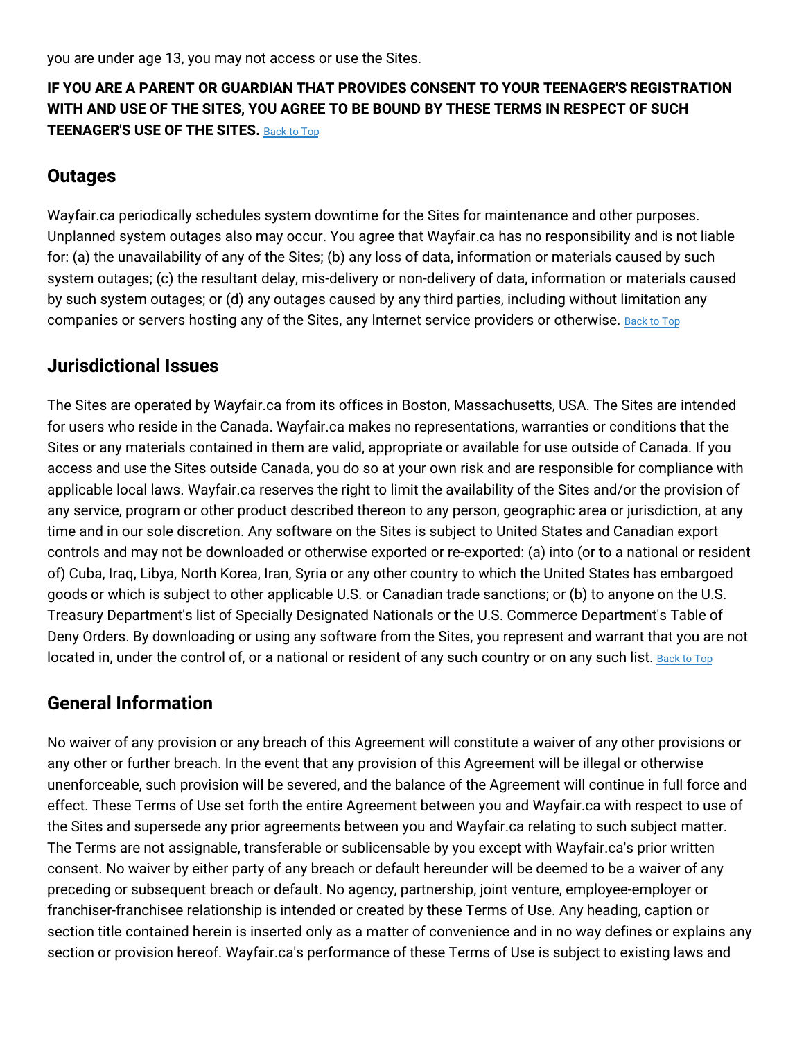you are under age 13, you may not access or use the Sites.

**IF YOU ARE A PARENT OR GUARDIAN THAT PROVIDES CONSENT TO YOUR TEENAGER'S REGISTRATION WITH AND USE OF THE SITES, YOU AGREE TO BE BOUND BY THESE TERMS IN RESPECT OF SUCH TEENAGER'S USE OF THE SITES.** Back to Top

## Outages

Wayfair.ca periodically schedules system downtime for the Sites for maintenance and other purposes. Unplanned system outages also may occur. You agree that Wayfair.ca has no responsibility and is not liable for: (a) the unavailability of any of the Sites; (b) any loss of data, information or materials caused by such system outages; (c) the resultant delay, mis-delivery or non-delivery of data, information or materials caused by such system outages; or (d) any outages caused by any third parties, including without limitation any companies or servers hosting any of the Sites, any Internet service providers or otherwise. Back to Top

## Jurisdictional Issues

The Sites are operated by Wayfair.ca from its offices in Boston, Massachusetts, USA. The Sites are intended for users who reside in the Canada. Wayfair.ca makes no representations, warranties or conditions that the Sites or any materials contained in them are valid, appropriate or available for use outside of Canada. If you access and use the Sites outside Canada, you do so at your own risk and are responsible for compliance with applicable local laws. Wayfair.ca reserves the right to limit the availability of the Sites and/or the provision of any service, program or other product described thereon to any person, geographic area or jurisdiction, at any time and in our sole discretion. Any software on the Sites is subject to United States and Canadian export controls and may not be downloaded or otherwise exported or re-exported: (a) into (or to a national or resident of) Cuba, Iraq, Libya, North Korea, Iran, Syria or any other country to which the United States has embargoed goods or which is subject to other applicable U.S. or Canadian trade sanctions; or (b) to anyone on the U.S. Treasury Department's list of Specially Designated Nationals or the U.S. Commerce Department's Table of Deny Orders. By downloading or using any software from the Sites, you represent and warrant that you are not located in, under the control of, or a national or resident of any such country or on any such list. Back to Top

## General Information

No waiver of any provision or any breach of this Agreement will constitute a waiver of any other provisions or any other or further breach. In the event that any provision of this Agreement will be illegal or otherwise unenforceable, such provision will be severed, and the balance of the Agreement will continue in full force and effect. These Terms of Use set forth the entire Agreement between you and Wayfair.ca with respect to use of the Sites and supersede any prior agreements between you and Wayfair.ca relating to such subject matter. The Terms are not assignable, transferable or sublicensable by you except with Wayfair.ca's prior written consent. No waiver by either party of any breach or default hereunder will be deemed to be a waiver of any preceding or subsequent breach or default. No agency, partnership, joint venture, employee-employer or franchiser-franchisee relationship is intended or created by these Terms of Use. Any heading, caption or section title contained herein is inserted only as a matter of convenience and in no way defines or explains any section or provision hereof. Wayfair.ca's performance of these Terms of Use is subject to existing laws and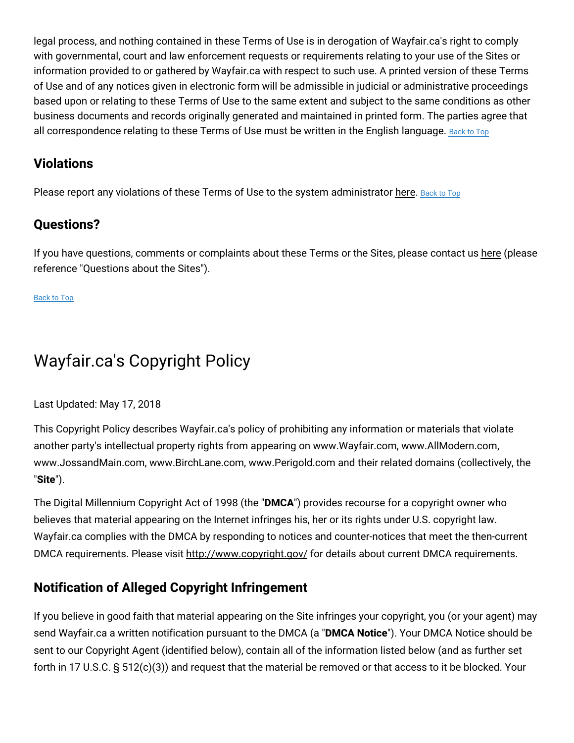legal process, and nothing contained in these Terms of Use is in derogation of Wayfair.ca's right to comply with governmental, court and law enforcement requests or requirements relating to your use of the Sites or information provided to or gathered by Wayfair.ca with respect to such use. A printed version of these Terms of Use and of any notices given in electronic form will be admissible in judicial or administrative proceedings based upon or relating to these Terms of Use to the same extent and subject to the same conditions as other business documents and records originally generated and maintained in printed form. The parties agree that all correspondence relating to these Terms of Use must be written in the English language. Back to Top

## Violations

Please report any violations of these Terms of Use to the system administrator here. Back to Top

## Questions?

If you have questions, comments or complaints about these Terms or the Sites, please contact us here (please reference "Questions about the Sites").

Back to Top

# Wayfair.ca's Copyright Policy

Last Updated: May 17, 2018

This Copyright Policy describes Wayfair.ca's policy of prohibiting any information or materials that violate another party's intellectual property rights from appearing on www.Wayfair.com, www.AllModern.com, www.JossandMain.com, www.BirchLane.com, www.Perigold.com and their related domains (collectively, the "**Site**").

The Digital Millennium Copyright Act of 1998 (the "**DMCA**") provides recourse for a copyright owner who believes that material appearing on the Internet infringes his, her or its rights under U.S. copyright law. Wayfair.ca complies with the DMCA by responding to notices and counter-notices that meet the then-current DMCA requirements. Please visit http://www.copyright.gov/ for details about current DMCA requirements.

## Notification of Alleged Copyright Infringement

If you believe in good faith that material appearing on the Site infringes your copyright, you (or your agent) may send Wayfair.ca a written notification pursuant to the DMCA (a "**DMCA Notice**"). Your DMCA Notice should be sent to our Copyright Agent (identified below), contain all of the information listed below (and as further set forth in 17 U.S.C. § 512(c)(3)) and request that the material be removed or that access to it be blocked. Your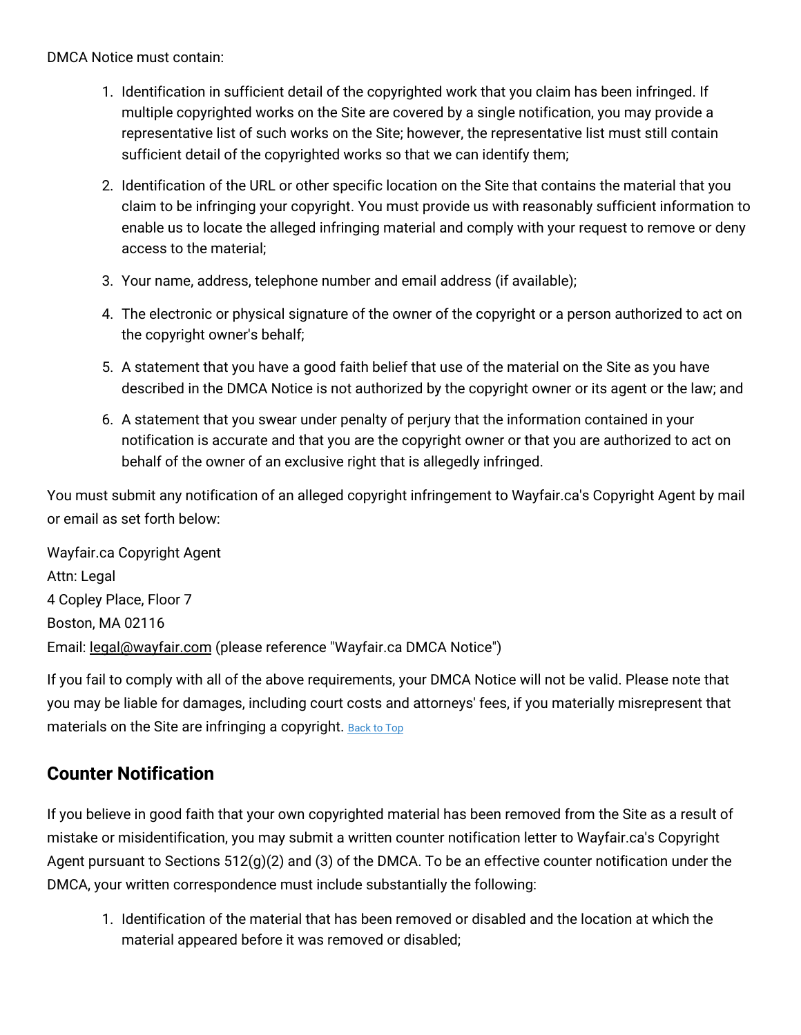DMCA Notice must contain:

1. Identification in sufficient detail of the copyrighted work that you claim has been infringed. If multiple copyrighted works on the Site are covered by a single notification, you may provide a representative list of such works on the Site; however, the representative list must still contain sufficient detail of the copyrighted works so that we can identify them;
2. Identification of the URL or other specific location on the Site that contains the material that you claim to be infringing your copyright. You must provide us with reasonably sufficient information to enable us to locate the alleged infringing material and comply with your request to remove or deny access to the material;
3. Your name, address, telephone number and email address (if available);
4. The electronic or physical signature of the owner of the copyright or a person authorized to act on the copyright owner's behalf;
5. A statement that you have a good faith belief that use of the material on the Site as you have described in the DMCA Notice is not authorized by the copyright owner or its agent or the law; and
6. A statement that you swear under penalty of perjury that the information contained in your notification is accurate and that you are the copyright owner or that you are authorized to act on behalf of the owner of an exclusive right that is allegedly infringed.

You must submit any notification of an alleged copyright infringement to Wayfair.ca's Copyright Agent by mail or email as set forth below:

Wayfair.ca Copyright Agent
Attn: Legal
4 Copley Place, Floor 7
Boston, MA 02116
Email: legal@wayfair.com (please reference "Wayfair.ca DMCA Notice")

If you fail to comply with all of the above requirements, your DMCA Notice will not be valid. Please note that you may be liable for damages, including court costs and attorneys' fees, if you materially misrepresent that materials on the Site are infringing a copyright. Back to Top

## Counter Notification

If you believe in good faith that your own copyrighted material has been removed from the Site as a result of mistake or misidentification, you may submit a written counter notification letter to Wayfair.ca's Copyright Agent pursuant to Sections 512(g)(2) and (3) of the DMCA. To be an effective counter notification under the DMCA, your written correspondence must include substantially the following:

1. Identification of the material that has been removed or disabled and the location at which the material appeared before it was removed or disabled;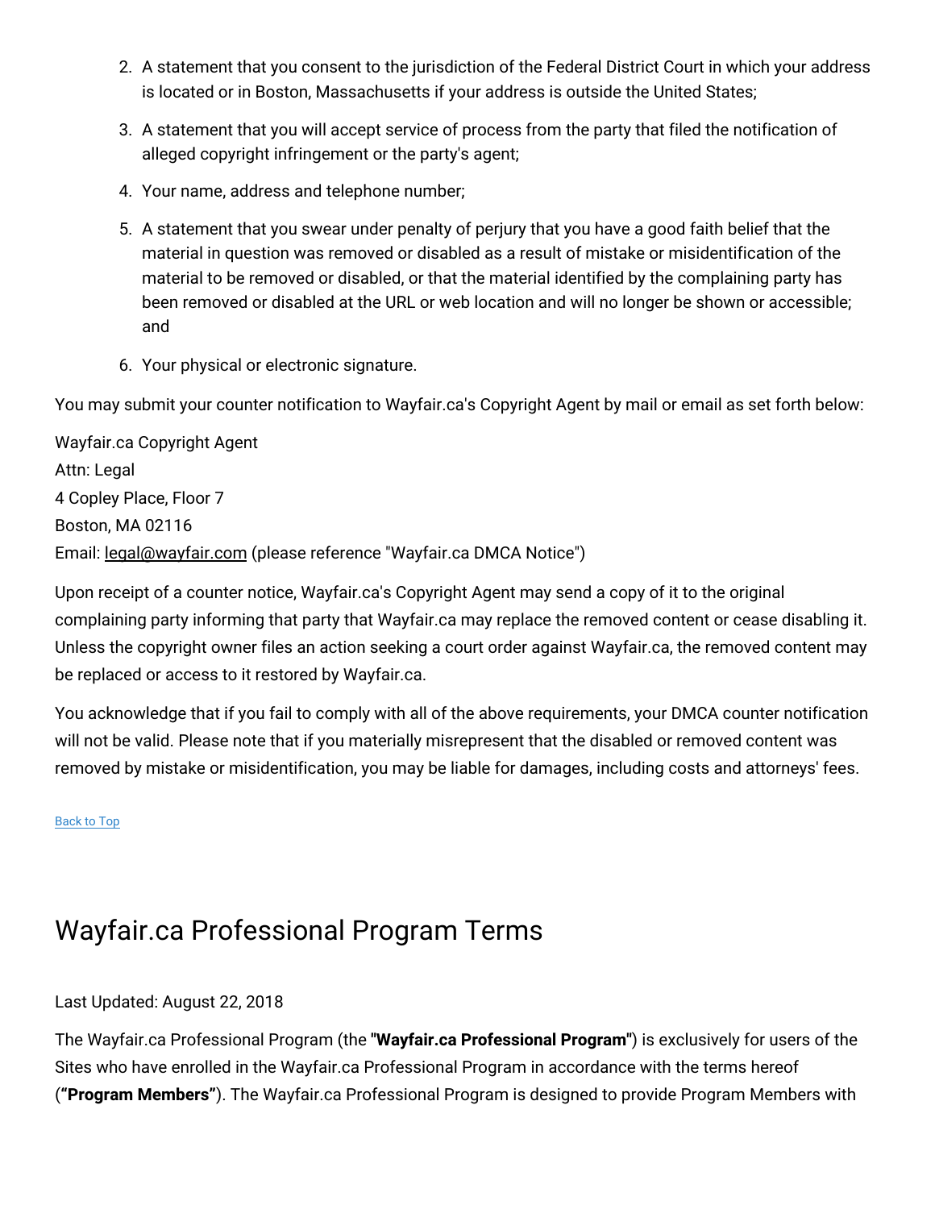2. A statement that you consent to the jurisdiction of the Federal District Court in which your address is located or in Boston, Massachusetts if your address is outside the United States;
3. A statement that you will accept service of process from the party that filed the notification of alleged copyright infringement or the party's agent;
4. Your name, address and telephone number;
5. A statement that you swear under penalty of perjury that you have a good faith belief that the material in question was removed or disabled as a result of mistake or misidentification of the material to be removed or disabled, or that the material identified by the complaining party has been removed or disabled at the URL or web location and will no longer be shown or accessible; and
6. Your physical or electronic signature.

You may submit your counter notification to Wayfair.ca's Copyright Agent by mail or email as set forth below:

Wayfair.ca Copyright Agent
Attn: Legal
4 Copley Place, Floor 7
Boston, MA 02116
Email: legal@wayfair.com (please reference "Wayfair.ca DMCA Notice")

Upon receipt of a counter notice, Wayfair.ca's Copyright Agent may send a copy of it to the original complaining party informing that party that Wayfair.ca may replace the removed content or cease disabling it. Unless the copyright owner files an action seeking a court order against Wayfair.ca, the removed content may be replaced or access to it restored by Wayfair.ca.

You acknowledge that if you fail to comply with all of the above requirements, your DMCA counter notification will not be valid. Please note that if you materially misrepresent that the disabled or removed content was removed by mistake or misidentification, you may be liable for damages, including costs and attorneys' fees.

Back to Top

# Wayfair.ca Professional Program Terms

Last Updated: August 22, 2018

The Wayfair.ca Professional Program (the "**Wayfair.ca Professional Program**") is exclusively for users of the Sites who have enrolled in the Wayfair.ca Professional Program in accordance with the terms hereof (**"Program Members"**). The Wayfair.ca Professional Program is designed to provide Program Members with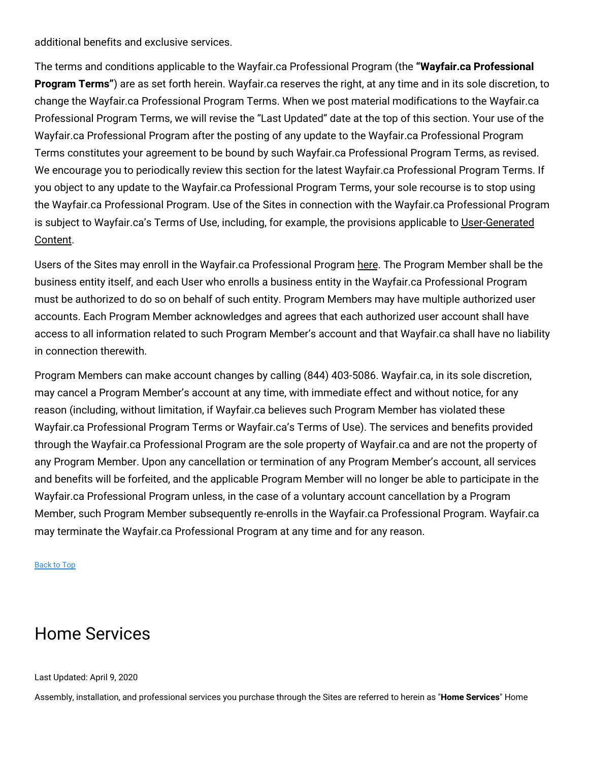additional benefits and exclusive services.

The terms and conditions applicable to the Wayfair.ca Professional Program (the **"Wayfair.ca Professional Program Terms"**) are as set forth herein. Wayfair.ca reserves the right, at any time and in its sole discretion, to change the Wayfair.ca Professional Program Terms. When we post material modifications to the Wayfair.ca Professional Program Terms, we will revise the "Last Updated" date at the top of this section. Your use of the Wayfair.ca Professional Program after the posting of any update to the Wayfair.ca Professional Program Terms constitutes your agreement to be bound by such Wayfair.ca Professional Program Terms, as revised. We encourage you to periodically review this section for the latest Wayfair.ca Professional Program Terms. If you object to any update to the Wayfair.ca Professional Program Terms, your sole recourse is to stop using the Wayfair.ca Professional Program. Use of the Sites in connection with the Wayfair.ca Professional Program is subject to Wayfair.ca's Terms of Use, including, for example, the provisions applicable to User-Generated Content.

Users of the Sites may enroll in the Wayfair.ca Professional Program here. The Program Member shall be the business entity itself, and each User who enrolls a business entity in the Wayfair.ca Professional Program must be authorized to do so on behalf of such entity. Program Members may have multiple authorized user accounts. Each Program Member acknowledges and agrees that each authorized user account shall have access to all information related to such Program Member's account and that Wayfair.ca shall have no liability in connection therewith.

Program Members can make account changes by calling (844) 403-5086. Wayfair.ca, in its sole discretion, may cancel a Program Member's account at any time, with immediate effect and without notice, for any reason (including, without limitation, if Wayfair.ca believes such Program Member has violated these Wayfair.ca Professional Program Terms or Wayfair.ca's Terms of Use). The services and benefits provided through the Wayfair.ca Professional Program are the sole property of Wayfair.ca and are not the property of any Program Member. Upon any cancellation or termination of any Program Member's account, all services and benefits will be forfeited, and the applicable Program Member will no longer be able to participate in the Wayfair.ca Professional Program unless, in the case of a voluntary account cancellation by a Program Member, such Program Member subsequently re-enrolls in the Wayfair.ca Professional Program. Wayfair.ca may terminate the Wayfair.ca Professional Program at any time and for any reason.

Back to Top

# Home Services

Last Updated: April 9, 2020

Assembly, installation, and professional services you purchase through the Sites are referred to herein as "**Home Services**" Home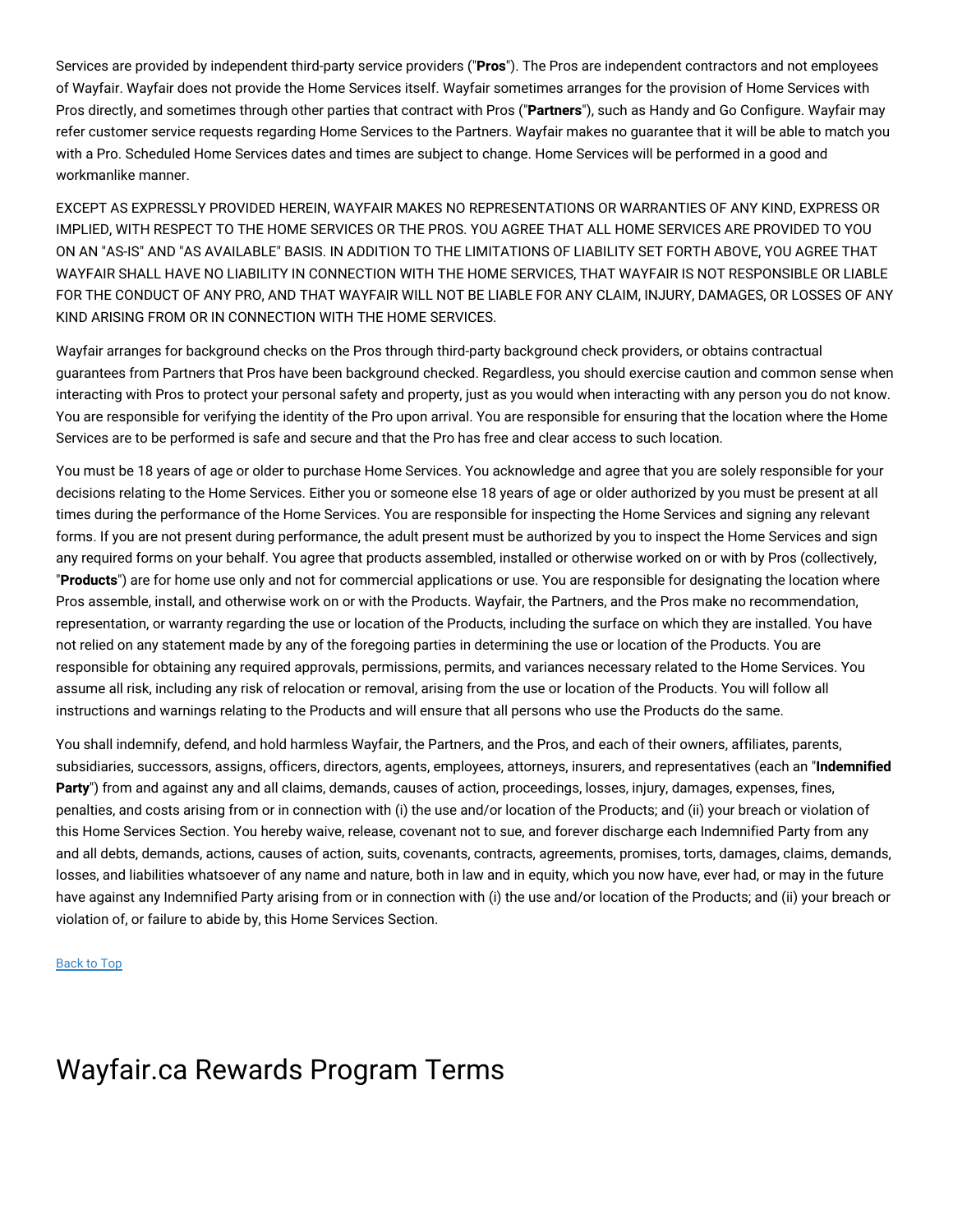Services are provided by independent third-party service providers ("**Pros**"). The Pros are independent contractors and not employees of Wayfair. Wayfair does not provide the Home Services itself. Wayfair sometimes arranges for the provision of Home Services with Pros directly, and sometimes through other parties that contract with Pros ("**Partners**"), such as Handy and Go Configure. Wayfair may refer customer service requests regarding Home Services to the Partners. Wayfair makes no guarantee that it will be able to match you with a Pro. Scheduled Home Services dates and times are subject to change. Home Services will be performed in a good and workmanlike manner.

EXCEPT AS EXPRESSLY PROVIDED HEREIN, WAYFAIR MAKES NO REPRESENTATIONS OR WARRANTIES OF ANY KIND, EXPRESS OR IMPLIED, WITH RESPECT TO THE HOME SERVICES OR THE PROS. YOU AGREE THAT ALL HOME SERVICES ARE PROVIDED TO YOU ON AN "AS-IS" AND "AS AVAILABLE" BASIS. IN ADDITION TO THE LIMITATIONS OF LIABILITY SET FORTH ABOVE, YOU AGREE THAT WAYFAIR SHALL HAVE NO LIABILITY IN CONNECTION WITH THE HOME SERVICES, THAT WAYFAIR IS NOT RESPONSIBLE OR LIABLE FOR THE CONDUCT OF ANY PRO, AND THAT WAYFAIR WILL NOT BE LIABLE FOR ANY CLAIM, INJURY, DAMAGES, OR LOSSES OF ANY KIND ARISING FROM OR IN CONNECTION WITH THE HOME SERVICES.

Wayfair arranges for background checks on the Pros through third-party background check providers, or obtains contractual guarantees from Partners that Pros have been background checked. Regardless, you should exercise caution and common sense when interacting with Pros to protect your personal safety and property, just as you would when interacting with any person you do not know. You are responsible for verifying the identity of the Pro upon arrival. You are responsible for ensuring that the location where the Home Services are to be performed is safe and secure and that the Pro has free and clear access to such location.

You must be 18 years of age or older to purchase Home Services. You acknowledge and agree that you are solely responsible for your decisions relating to the Home Services. Either you or someone else 18 years of age or older authorized by you must be present at all times during the performance of the Home Services. You are responsible for inspecting the Home Services and signing any relevant forms. If you are not present during performance, the adult present must be authorized by you to inspect the Home Services and sign any required forms on your behalf. You agree that products assembled, installed or otherwise worked on or with by Pros (collectively, "**Products**") are for home use only and not for commercial applications or use. You are responsible for designating the location where Pros assemble, install, and otherwise work on or with the Products. Wayfair, the Partners, and the Pros make no recommendation, representation, or warranty regarding the use or location of the Products, including the surface on which they are installed. You have not relied on any statement made by any of the foregoing parties in determining the use or location of the Products. You are responsible for obtaining any required approvals, permissions, permits, and variances necessary related to the Home Services. You assume all risk, including any risk of relocation or removal, arising from the use or location of the Products. You will follow all instructions and warnings relating to the Products and will ensure that all persons who use the Products do the same.

You shall indemnify, defend, and hold harmless Wayfair, the Partners, and the Pros, and each of their owners, affiliates, parents, subsidiaries, successors, assigns, officers, directors, agents, employees, attorneys, insurers, and representatives (each an "**Indemnified Party**") from and against any and all claims, demands, causes of action, proceedings, losses, injury, damages, expenses, fines, penalties, and costs arising from or in connection with (i) the use and/or location of the Products; and (ii) your breach or violation of this Home Services Section. You hereby waive, release, covenant not to sue, and forever discharge each Indemnified Party from any and all debts, demands, actions, causes of action, suits, covenants, contracts, agreements, promises, torts, damages, claims, demands, losses, and liabilities whatsoever of any name and nature, both in law and in equity, which you now have, ever had, or may in the future have against any Indemnified Party arising from or in connection with (i) the use and/or location of the Products; and (ii) your breach or violation of, or failure to abide by, this Home Services Section.

Back to Top

# Wayfair.ca Rewards Program Terms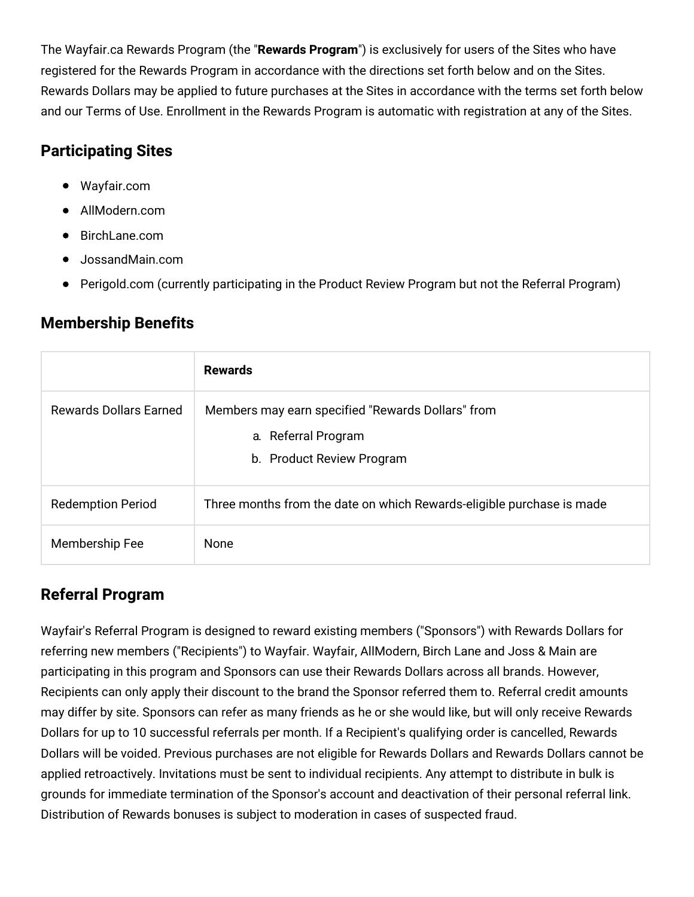The Wayfair.ca Rewards Program (the "**Rewards Program**") is exclusively for users of the Sites who have registered for the Rewards Program in accordance with the directions set forth below and on the Sites. Rewards Dollars may be applied to future purchases at the Sites in accordance with the terms set forth below and our Terms of Use. Enrollment in the Rewards Program is automatic with registration at any of the Sites.

## Participating Sites

- Wayfair.com
- AllModern.com
- BirchLane.com
- JossandMain.com
- Perigold.com (currently participating in the Product Review Program but not the Referral Program)

## Membership Benefits

| | **Rewards** |
|---|---|
| Rewards Dollars Earned | Members may earn specified "Rewards Dollars" from<br>a. Referral Program<br>b. Product Review Program |
| Redemption Period | Three months from the date on which Rewards-eligible purchase is made |
| Membership Fee | None |

## Referral Program

Wayfair's Referral Program is designed to reward existing members ("Sponsors") with Rewards Dollars for referring new members ("Recipients") to Wayfair. Wayfair, AllModern, Birch Lane and Joss & Main are participating in this program and Sponsors can use their Rewards Dollars across all brands. However, Recipients can only apply their discount to the brand the Sponsor referred them to. Referral credit amounts may differ by site. Sponsors can refer as many friends as he or she would like, but will only receive Rewards Dollars for up to 10 successful referrals per month. If a Recipient's qualifying order is cancelled, Rewards Dollars will be voided. Previous purchases are not eligible for Rewards Dollars and Rewards Dollars cannot be applied retroactively. Invitations must be sent to individual recipients. Any attempt to distribute in bulk is grounds for immediate termination of the Sponsor's account and deactivation of their personal referral link. Distribution of Rewards bonuses is subject to moderation in cases of suspected fraud.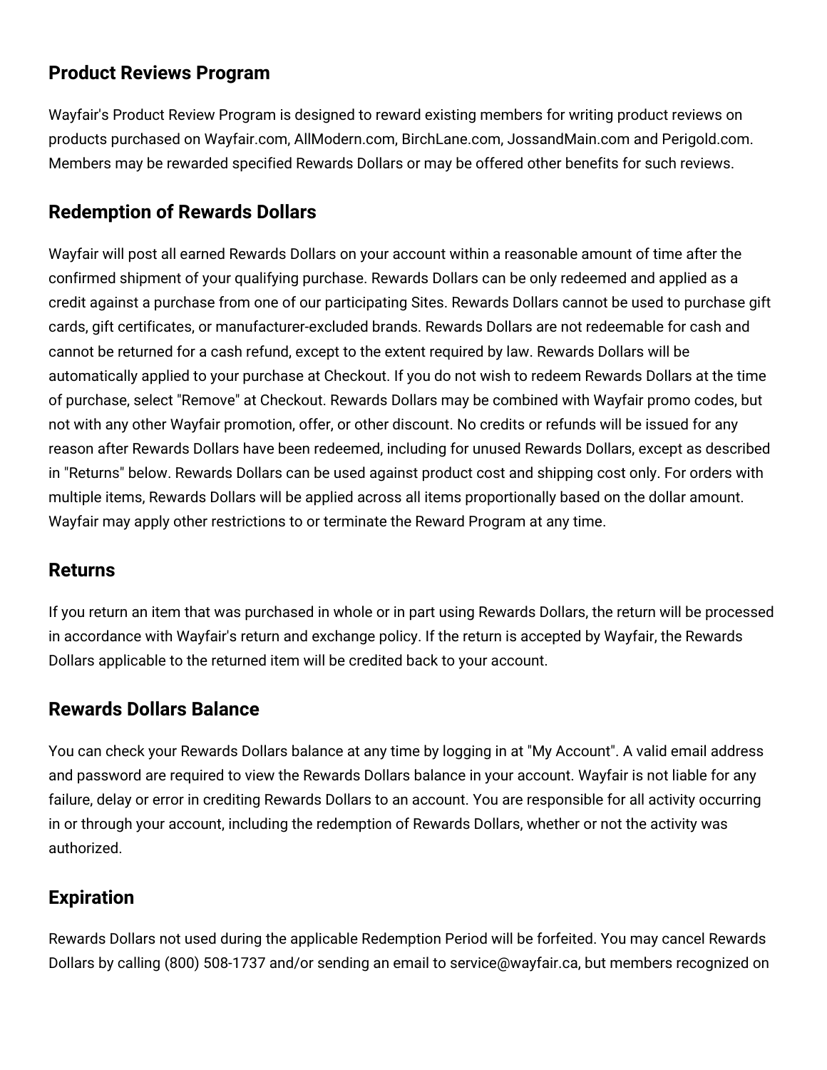## Product Reviews Program

Wayfair's Product Review Program is designed to reward existing members for writing product reviews on products purchased on Wayfair.com, AllModern.com, BirchLane.com, JossandMain.com and Perigold.com. Members may be rewarded specified Rewards Dollars or may be offered other benefits for such reviews.

## Redemption of Rewards Dollars

Wayfair will post all earned Rewards Dollars on your account within a reasonable amount of time after the confirmed shipment of your qualifying purchase. Rewards Dollars can be only redeemed and applied as a credit against a purchase from one of our participating Sites. Rewards Dollars cannot be used to purchase gift cards, gift certificates, or manufacturer-excluded brands. Rewards Dollars are not redeemable for cash and cannot be returned for a cash refund, except to the extent required by law. Rewards Dollars will be automatically applied to your purchase at Checkout. If you do not wish to redeem Rewards Dollars at the time of purchase, select "Remove" at Checkout. Rewards Dollars may be combined with Wayfair promo codes, but not with any other Wayfair promotion, offer, or other discount. No credits or refunds will be issued for any reason after Rewards Dollars have been redeemed, including for unused Rewards Dollars, except as described in "Returns" below. Rewards Dollars can be used against product cost and shipping cost only. For orders with multiple items, Rewards Dollars will be applied across all items proportionally based on the dollar amount. Wayfair may apply other restrictions to or terminate the Reward Program at any time.

## Returns

If you return an item that was purchased in whole or in part using Rewards Dollars, the return will be processed in accordance with Wayfair's return and exchange policy. If the return is accepted by Wayfair, the Rewards Dollars applicable to the returned item will be credited back to your account.

## Rewards Dollars Balance

You can check your Rewards Dollars balance at any time by logging in at "My Account". A valid email address and password are required to view the Rewards Dollars balance in your account. Wayfair is not liable for any failure, delay or error in crediting Rewards Dollars to an account. You are responsible for all activity occurring in or through your account, including the redemption of Rewards Dollars, whether or not the activity was authorized.

## Expiration

Rewards Dollars not used during the applicable Redemption Period will be forfeited. You may cancel Rewards Dollars by calling (800) 508-1737 and/or sending an email to service@wayfair.ca, but members recognized on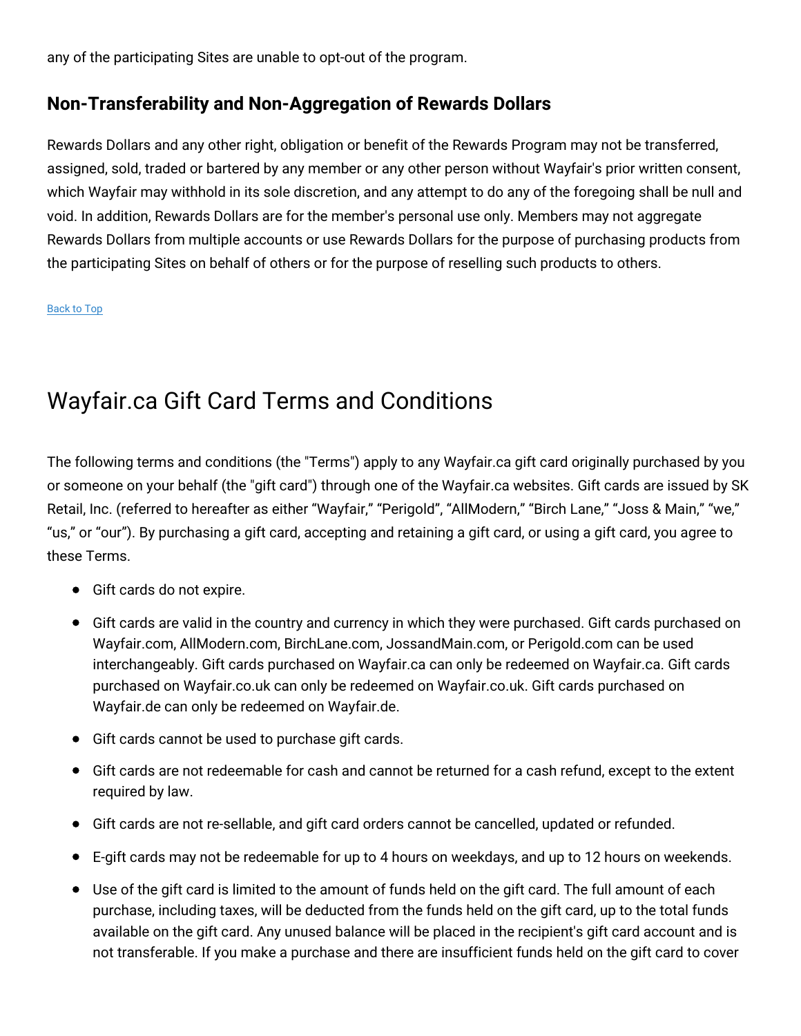any of the participating Sites are unable to opt-out of the program.

### Non-Transferability and Non-Aggregation of Rewards Dollars

Rewards Dollars and any other right, obligation or benefit of the Rewards Program may not be transferred, assigned, sold, traded or bartered by any member or any other person without Wayfair's prior written consent, which Wayfair may withhold in its sole discretion, and any attempt to do any of the foregoing shall be null and void. In addition, Rewards Dollars are for the member's personal use only. Members may not aggregate Rewards Dollars from multiple accounts or use Rewards Dollars for the purpose of purchasing products from the participating Sites on behalf of others or for the purpose of reselling such products to others.

Back to Top

## Wayfair.ca Gift Card Terms and Conditions

The following terms and conditions (the "Terms") apply to any Wayfair.ca gift card originally purchased by you or someone on your behalf (the "gift card") through one of the Wayfair.ca websites. Gift cards are issued by SK Retail, Inc. (referred to hereafter as either “Wayfair,” “Perigold”, “AllModern,” “Birch Lane,” “Joss & Main,” “we,” “us,” or “our”). By purchasing a gift card, accepting and retaining a gift card, or using a gift card, you agree to these Terms.

- Gift cards do not expire.
- Gift cards are valid in the country and currency in which they were purchased. Gift cards purchased on Wayfair.com, AllModern.com, BirchLane.com, JossandMain.com, or Perigold.com can be used interchangeably. Gift cards purchased on Wayfair.ca can only be redeemed on Wayfair.ca. Gift cards purchased on Wayfair.co.uk can only be redeemed on Wayfair.co.uk. Gift cards purchased on Wayfair.de can only be redeemed on Wayfair.de.
- Gift cards cannot be used to purchase gift cards.
- Gift cards are not redeemable for cash and cannot be returned for a cash refund, except to the extent required by law.
- Gift cards are not re-sellable, and gift card orders cannot be cancelled, updated or refunded.
- E-gift cards may not be redeemable for up to 4 hours on weekdays, and up to 12 hours on weekends.
- Use of the gift card is limited to the amount of funds held on the gift card. The full amount of each purchase, including taxes, will be deducted from the funds held on the gift card, up to the total funds available on the gift card. Any unused balance will be placed in the recipient's gift card account and is not transferable. If you make a purchase and there are insufficient funds held on the gift card to cover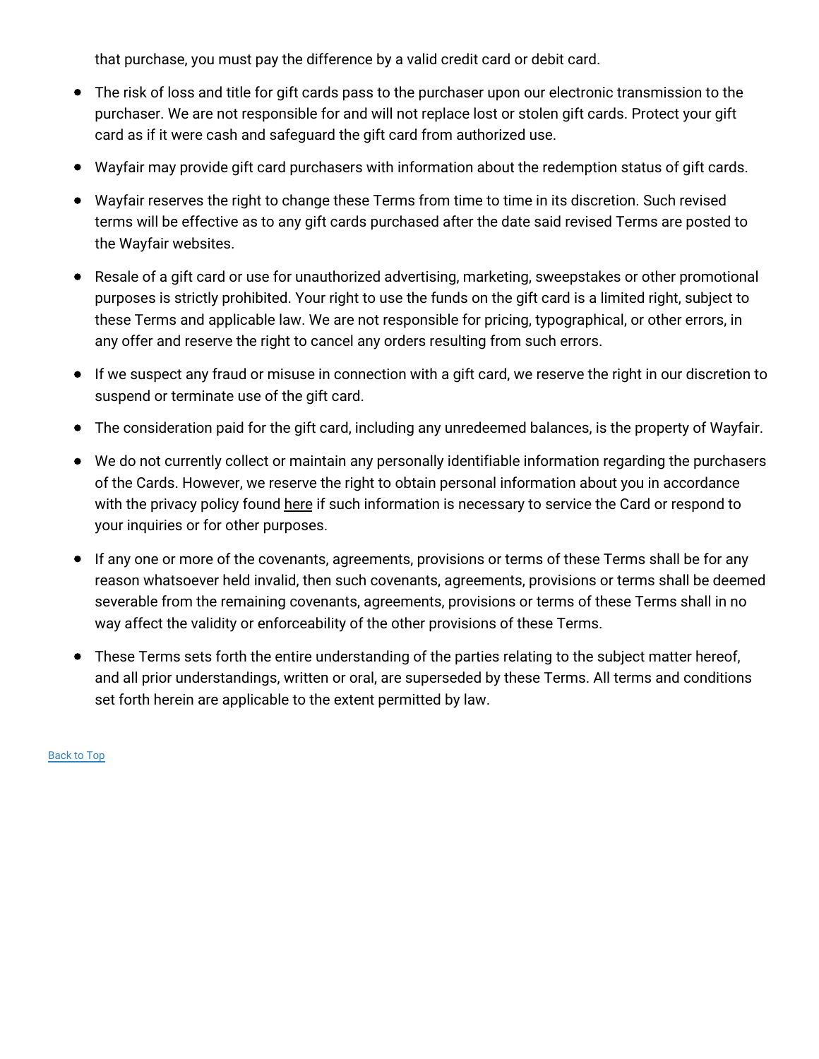that purchase, you must pay the difference by a valid credit card or debit card.

- The risk of loss and title for gift cards pass to the purchaser upon our electronic transmission to the purchaser. We are not responsible for and will not replace lost or stolen gift cards. Protect your gift card as if it were cash and safeguard the gift card from authorized use.
- Wayfair may provide gift card purchasers with information about the redemption status of gift cards.
- Wayfair reserves the right to change these Terms from time to time in its discretion. Such revised terms will be effective as to any gift cards purchased after the date said revised Terms are posted to the Wayfair websites.
- Resale of a gift card or use for unauthorized advertising, marketing, sweepstakes or other promotional purposes is strictly prohibited. Your right to use the funds on the gift card is a limited right, subject to these Terms and applicable law. We are not responsible for pricing, typographical, or other errors, in any offer and reserve the right to cancel any orders resulting from such errors.
- If we suspect any fraud or misuse in connection with a gift card, we reserve the right in our discretion to suspend or terminate use of the gift card.
- The consideration paid for the gift card, including any unredeemed balances, is the property of Wayfair.
- We do not currently collect or maintain any personally identifiable information regarding the purchasers of the Cards. However, we reserve the right to obtain personal information about you in accordance with the privacy policy found here if such information is necessary to service the Card or respond to your inquiries or for other purposes.
- If any one or more of the covenants, agreements, provisions or terms of these Terms shall be for any reason whatsoever held invalid, then such covenants, agreements, provisions or terms shall be deemed severable from the remaining covenants, agreements, provisions or terms of these Terms shall in no way affect the validity or enforceability of the other provisions of these Terms.
- These Terms sets forth the entire understanding of the parties relating to the subject matter hereof, and all prior understandings, written or oral, are superseded by these Terms. All terms and conditions set forth herein are applicable to the extent permitted by law.

Back to Top